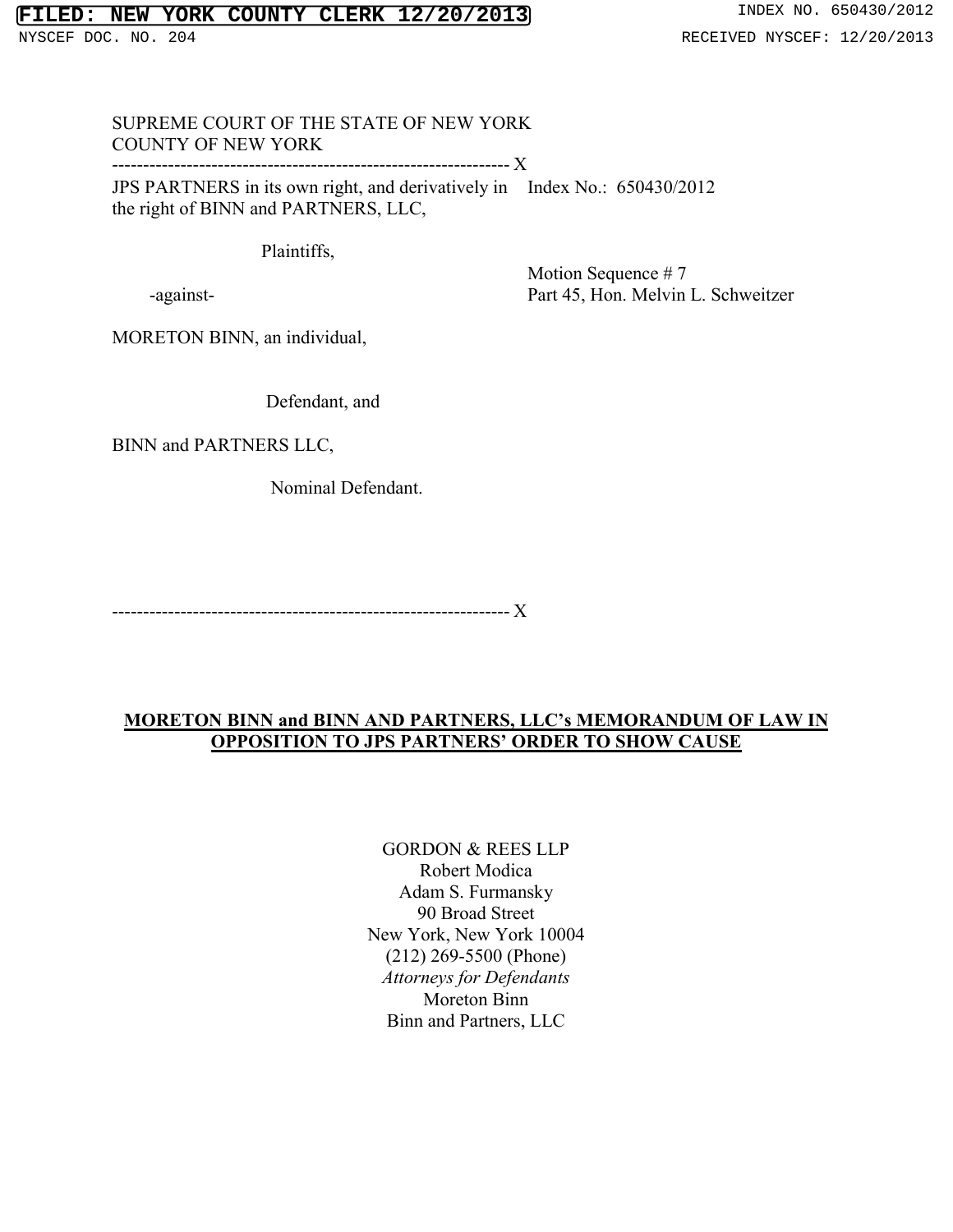FILED: NEW YORK COUNTY CLERK 12/20/2013 INDEX NO. 650430/2012

NYSCEF DOC. NO. 204 RECEIVED NYSCEF: 12/20/2013

SUPREME COURT OF THE STATE OF NEW YORK
COUNTY OF NEW YORK

---------------------------------------------------------------- X

JPS PARTNERS in its own right, and derivatively in the right of BINN and PARTNERS, LLC,

Plaintiffs,

-against-

MORETON BINN, an individual,

Defendant, and

BINN and PARTNERS LLC,

Nominal Defendant.

---------------------------------------------------------------- X

Index No.: 650430/2012

Motion Sequence # 7
Part 45, Hon. Melvin L. Schweitzer

**MORETON BINN and BINN AND PARTNERS, LLC's MEMORANDUM OF LAW IN OPPOSITION TO JPS PARTNERS' ORDER TO SHOW CAUSE**

GORDON & REES LLP
Robert Modica
Adam S. Furmansky
90 Broad Street
New York, New York 10004
(212) 269-5500 (Phone)
*Attorneys for Defendants*
Moreton Binn
Binn and Partners, LLC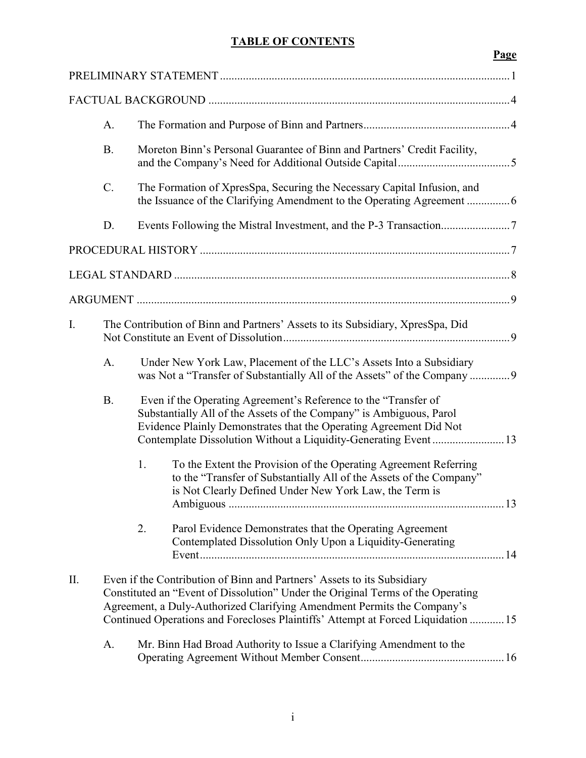# TABLE OF CONTENTS

| | Page |
|---|---|
| PRELIMINARY STATEMENT | 1 |
| FACTUAL BACKGROUND | 4 |
| A. The Formation and Purpose of Binn and Partners | 4 |
| B. Moreton Binn's Personal Guarantee of Binn and Partners' Credit Facility, and the Company's Need for Additional Outside Capital | 5 |
| C. The Formation of XpresSpa, Securing the Necessary Capital Infusion, and the Issuance of the Clarifying Amendment to the Operating Agreement | 6 |
| D. Events Following the Mistral Investment, and the P-3 Transaction | 7 |
| PROCEDURAL HISTORY | 7 |
| LEGAL STANDARD | 8 |
| ARGUMENT | 9 |
| I. The Contribution of Binn and Partners' Assets to its Subsidiary, XpresSpa, Did Not Constitute an Event of Dissolution | 9 |
| A. Under New York Law, Placement of the LLC's Assets Into a Subsidiary was Not a "Transfer of Substantially All of the Assets" of the Company | 9 |
| B. Even if the Operating Agreement's Reference to the "Transfer of Substantially All of the Assets of the Company" is Ambiguous, Parol Evidence Plainly Demonstrates that the Operating Agreement Did Not Contemplate Dissolution Without a Liquidity-Generating Event | 13 |
| 1. To the Extent the Provision of the Operating Agreement Referring to the "Transfer of Substantially All of the Assets of the Company" is Not Clearly Defined Under New York Law, the Term is Ambiguous | 13 |
| 2. Parol Evidence Demonstrates that the Operating Agreement Contemplated Dissolution Only Upon a Liquidity-Generating Event | 14 |
| II. Even if the Contribution of Binn and Partners' Assets to its Subsidiary Constituted an "Event of Dissolution" Under the Original Terms of the Operating Agreement, a Duly-Authorized Clarifying Amendment Permits the Company's Continued Operations and Forecloses Plaintiffs' Attempt at Forced Liquidation | 15 |
| A. Mr. Binn Had Broad Authority to Issue a Clarifying Amendment to the Operating Agreement Without Member Consent | 16 |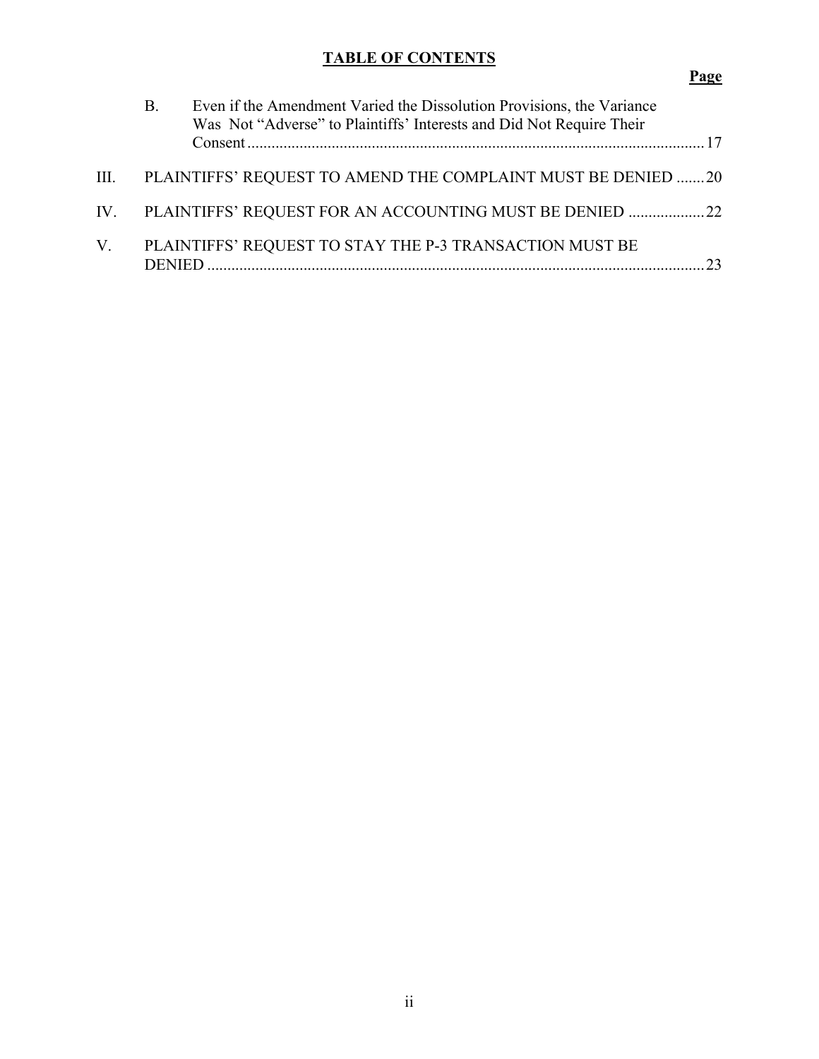**TABLE OF CONTENTS**

**Page**

B. Even if the Amendment Varied the Dissolution Provisions, the Variance Was Not "Adverse" to Plaintiffs' Interests and Did Not Require Their Consent ..... 17

III. PLAINTIFFS' REQUEST TO AMEND THE COMPLAINT MUST BE DENIED ..... 20

IV. PLAINTIFFS' REQUEST FOR AN ACCOUNTING MUST BE DENIED ..... 22

V. PLAINTIFFS' REQUEST TO STAY THE P-3 TRANSACTION MUST BE DENIED ..... 23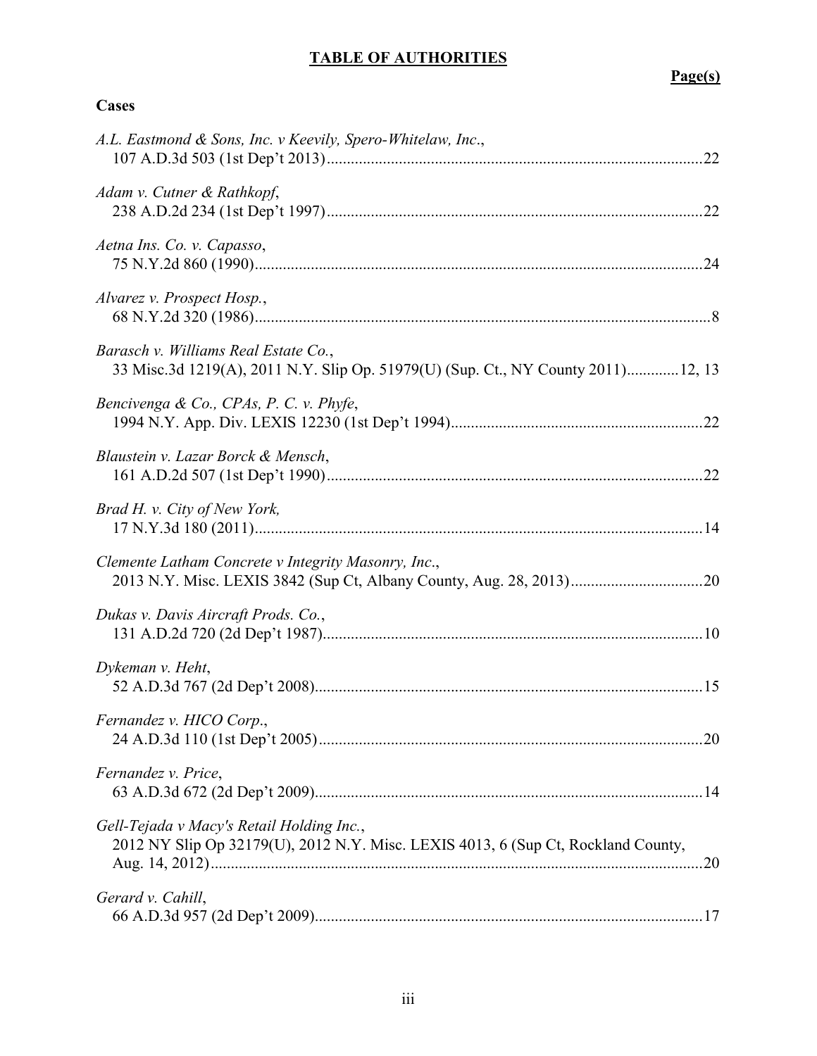# TABLE OF AUTHORITIES

**Page(s)**

## Cases

*A.L. Eastmond & Sons, Inc. v Keevily, Spero-Whitelaw, Inc.*, 107 A.D.3d 503 (1st Dep't 2013) .......... 22

*Adam v. Cutner & Rathkopf*, 238 A.D.2d 234 (1st Dep't 1997) .......... 22

*Aetna Ins. Co. v. Capasso*, 75 N.Y.2d 860 (1990) .......... 24

*Alvarez v. Prospect Hosp.*, 68 N.Y.2d 320 (1986) .......... 8

*Barasch v. Williams Real Estate Co.*, 33 Misc.3d 1219(A), 2011 N.Y. Slip Op. 51979(U) (Sup. Ct., NY County 2011) .......... 12, 13

*Bencivenga & Co., CPAs, P. C. v. Phyfe*, 1994 N.Y. App. Div. LEXIS 12230 (1st Dep't 1994) .......... 22

*Blaustein v. Lazar Borck & Mensch*, 161 A.D.2d 507 (1st Dep't 1990) .......... 22

*Brad H. v. City of New York,* 17 N.Y.3d 180 (2011) .......... 14

*Clemente Latham Concrete v Integrity Masonry, Inc.*, 2013 N.Y. Misc. LEXIS 3842 (Sup Ct, Albany County, Aug. 28, 2013) .......... 20

*Dukas v. Davis Aircraft Prods. Co.*, 131 A.D.2d 720 (2d Dep't 1987) .......... 10

*Dykeman v. Heht*, 52 A.D.3d 767 (2d Dep't 2008) .......... 15

*Fernandez v. HICO Corp.*, 24 A.D.3d 110 (1st Dep't 2005) .......... 20

*Fernandez v. Price*, 63 A.D.3d 672 (2d Dep't 2009) .......... 14

*Gell-Tejada v Macy's Retail Holding Inc.*, 2012 NY Slip Op 32179(U), 2012 N.Y. Misc. LEXIS 4013, 6 (Sup Ct, Rockland County, Aug. 14, 2012) .......... 20

*Gerard v. Cahill*, 66 A.D.3d 957 (2d Dep't 2009) .......... 17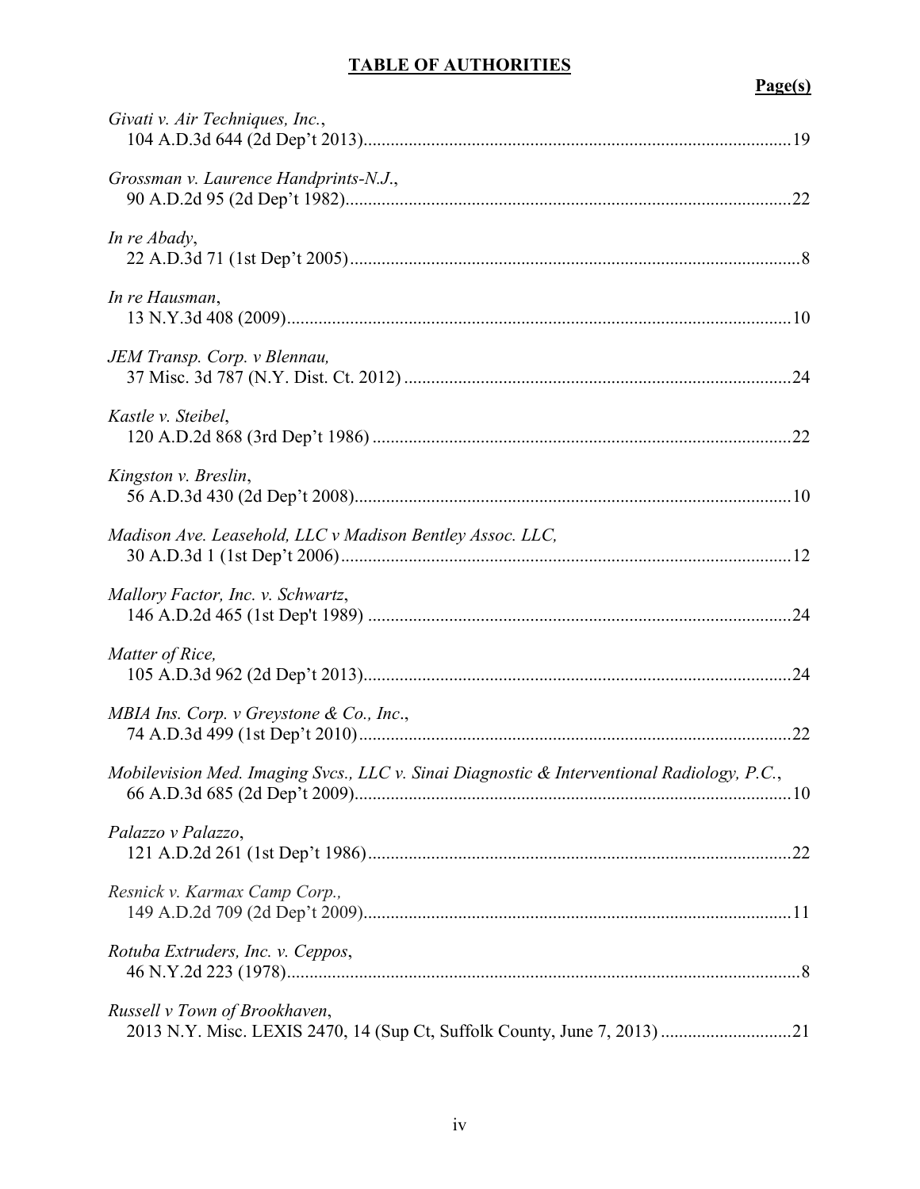# TABLE OF AUTHORITIES

**Page(s)**

*Givati v. Air Techniques, Inc.*,
104 A.D.3d 644 (2d Dep't 2013)........................................................................................19

*Grossman v. Laurence Handprints-N.J.*,
90 A.D.2d 95 (2d Dep't 1982)..........................................................................................22

*In re Abady*,
22 A.D.3d 71 (1st Dep't 2005)...........................................................................................8

*In re Hausman*,
13 N.Y.3d 408 (2009).......................................................................................................10

*JEM Transp. Corp. v Blennau,*
37 Misc. 3d 787 (N.Y. Dist. Ct. 2012)..............................................................................24

*Kastle v. Steibel*,
120 A.D.2d 868 (3rd Dep't 1986).....................................................................................22

*Kingston v. Breslin*,
56 A.D.3d 430 (2d Dep't 2008)........................................................................................10

*Madison Ave. Leasehold, LLC v Madison Bentley Assoc. LLC,*
30 A.D.3d 1 (1st Dep't 2006)...........................................................................................12

*Mallory Factor, Inc. v. Schwartz*,
146 A.D.2d 465 (1st Dep't 1989).....................................................................................24

*Matter of Rice,*
105 A.D.3d 962 (2d Dep't 2013)......................................................................................24

*MBIA Ins. Corp. v Greystone & Co., Inc.*,
74 A.D.3d 499 (1st Dep't 2010)........................................................................................22

*Mobilevision Med. Imaging Svcs., LLC v. Sinai Diagnostic & Interventional Radiology, P.C.*,
66 A.D.3d 685 (2d Dep't 2009)........................................................................................10

*Palazzo v Palazzo*,
121 A.D.2d 261 (1st Dep't 1986).....................................................................................22

*Resnick v. Karmax Camp Corp.,*
149 A.D.2d 709 (2d Dep't 2009)......................................................................................11

*Rotuba Extruders, Inc. v. Ceppos*,
46 N.Y.2d 223 (1978).........................................................................................................8

*Russell v Town of Brookhaven*,
2013 N.Y. Misc. LEXIS 2470, 14 (Sup Ct, Suffolk County, June 7, 2013).....................21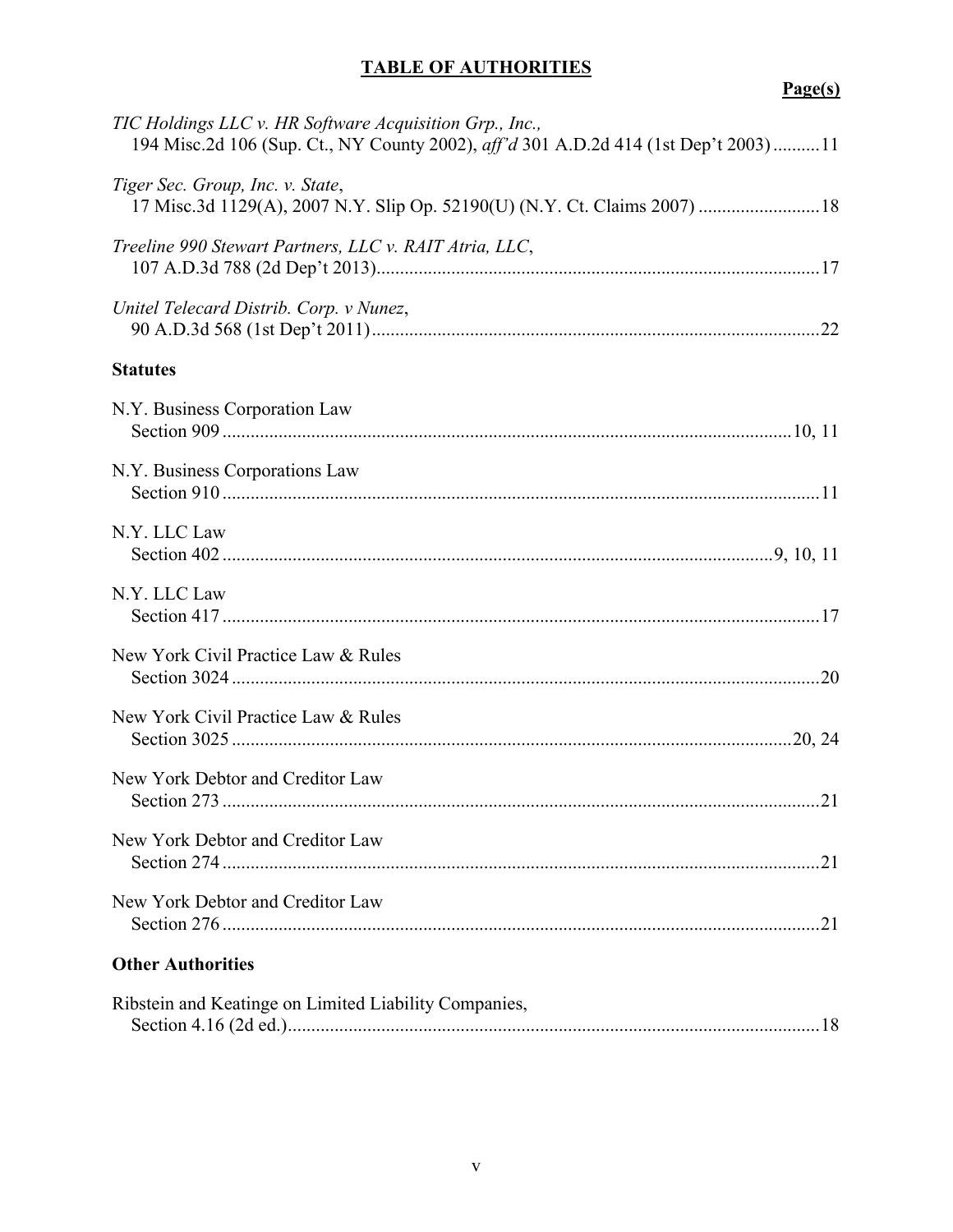## TABLE OF AUTHORITIES

**Page(s)**

*TIC Holdings LLC v. HR Software Acquisition Grp., Inc.*,
194 Misc.2d 106 (Sup. Ct., NY County 2002), *aff'd* 301 A.D.2d 414 (1st Dep't 2003) .......... 11

*Tiger Sec. Group, Inc. v. State*,
17 Misc.3d 1129(A), 2007 N.Y. Slip Op. 52190(U) (N.Y. Ct. Claims 2007) .......................... 18

*Treeline 990 Stewart Partners, LLC v. RAIT Atria, LLC*,
107 A.D.3d 788 (2d Dep't 2013) .......................................................................................... 17

*Unitel Telecard Distrib. Corp. v Nunez*,
90 A.D.3d 568 (1st Dep't 2011) ............................................................................................ 22

**Statutes**

N.Y. Business Corporation Law
Section 909 ........................................................................................................................ 10, 11

N.Y. Business Corporations Law
Section 910 ............................................................................................................................ 11

N.Y. LLC Law
Section 402 ..................................................................................................................... 9, 10, 11

N.Y. LLC Law
Section 417 ............................................................................................................................ 17

New York Civil Practice Law & Rules
Section 3024 .......................................................................................................................... 20

New York Civil Practice Law & Rules
Section 3025 .................................................................................................................... 20, 24

New York Debtor and Creditor Law
Section 273 ............................................................................................................................ 21

New York Debtor and Creditor Law
Section 274 ............................................................................................................................ 21

New York Debtor and Creditor Law
Section 276 ............................................................................................................................ 21

**Other Authorities**

Ribstein and Keatinge on Limited Liability Companies,
Section 4.16 (2d ed.) .............................................................................................................. 18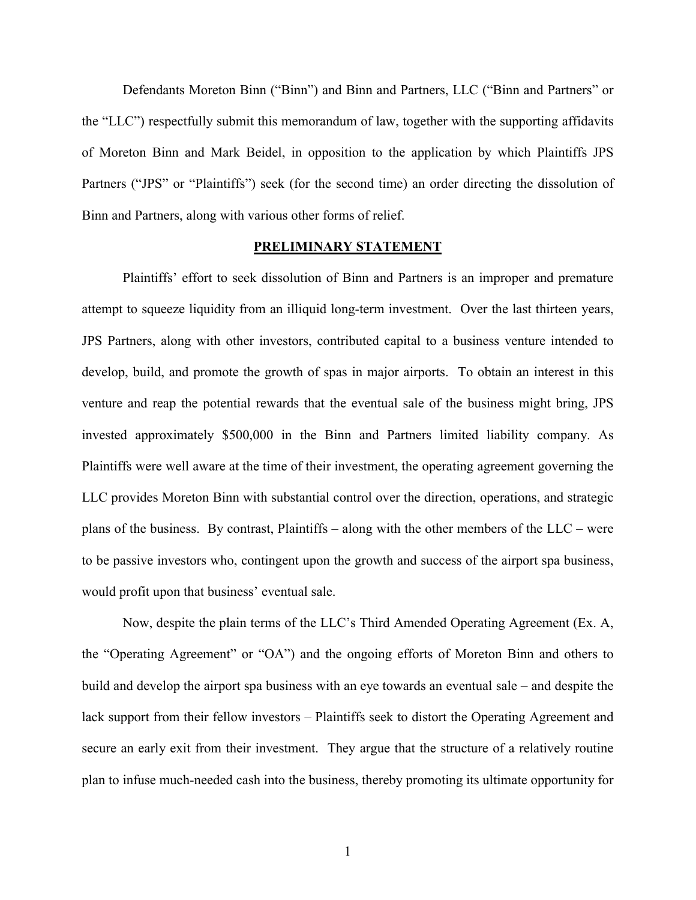Defendants Moreton Binn ("Binn") and Binn and Partners, LLC ("Binn and Partners" or the "LLC") respectfully submit this memorandum of law, together with the supporting affidavits of Moreton Binn and Mark Beidel, in opposition to the application by which Plaintiffs JPS Partners ("JPS" or "Plaintiffs") seek (for the second time) an order directing the dissolution of Binn and Partners, along with various other forms of relief.

## **PRELIMINARY STATEMENT**

Plaintiffs' effort to seek dissolution of Binn and Partners is an improper and premature attempt to squeeze liquidity from an illiquid long-term investment. Over the last thirteen years, JPS Partners, along with other investors, contributed capital to a business venture intended to develop, build, and promote the growth of spas in major airports. To obtain an interest in this venture and reap the potential rewards that the eventual sale of the business might bring, JPS invested approximately $500,000 in the Binn and Partners limited liability company. As Plaintiffs were well aware at the time of their investment, the operating agreement governing the LLC provides Moreton Binn with substantial control over the direction, operations, and strategic plans of the business. By contrast, Plaintiffs – along with the other members of the LLC – were to be passive investors who, contingent upon the growth and success of the airport spa business, would profit upon that business' eventual sale.

Now, despite the plain terms of the LLC's Third Amended Operating Agreement (Ex. A, the "Operating Agreement" or "OA") and the ongoing efforts of Moreton Binn and others to build and develop the airport spa business with an eye towards an eventual sale – and despite the lack support from their fellow investors – Plaintiffs seek to distort the Operating Agreement and secure an early exit from their investment. They argue that the structure of a relatively routine plan to infuse much-needed cash into the business, thereby promoting its ultimate opportunity for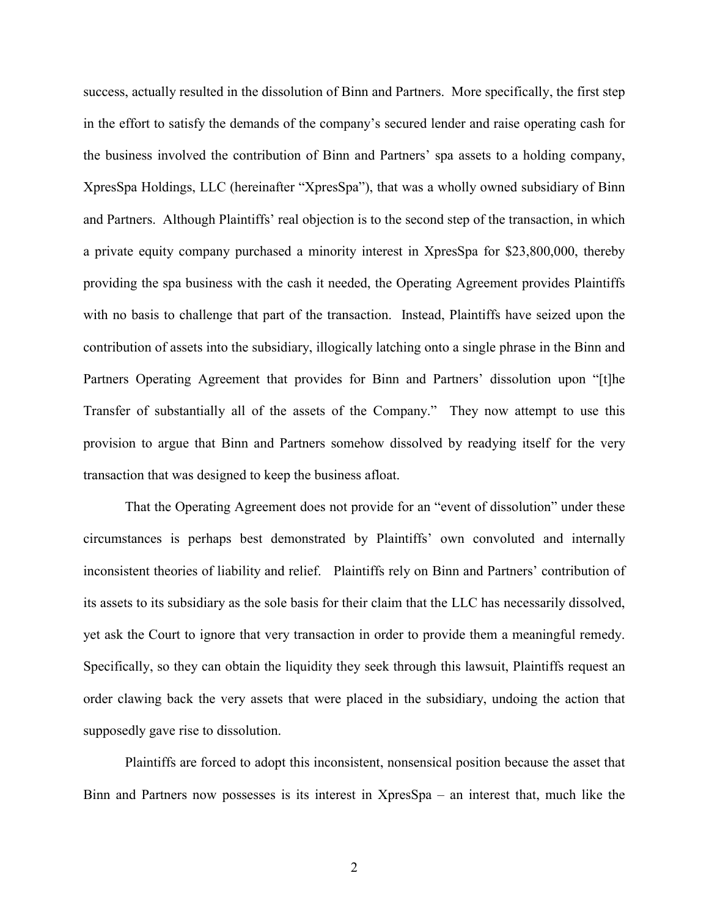success, actually resulted in the dissolution of Binn and Partners. More specifically, the first step in the effort to satisfy the demands of the company's secured lender and raise operating cash for the business involved the contribution of Binn and Partners' spa assets to a holding company, XpresSpa Holdings, LLC (hereinafter "XpresSpa"), that was a wholly owned subsidiary of Binn and Partners. Although Plaintiffs' real objection is to the second step of the transaction, in which a private equity company purchased a minority interest in XpresSpa for $23,800,000, thereby providing the spa business with the cash it needed, the Operating Agreement provides Plaintiffs with no basis to challenge that part of the transaction. Instead, Plaintiffs have seized upon the contribution of assets into the subsidiary, illogically latching onto a single phrase in the Binn and Partners Operating Agreement that provides for Binn and Partners' dissolution upon "[t]he Transfer of substantially all of the assets of the Company." They now attempt to use this provision to argue that Binn and Partners somehow dissolved by readying itself for the very transaction that was designed to keep the business afloat.

That the Operating Agreement does not provide for an "event of dissolution" under these circumstances is perhaps best demonstrated by Plaintiffs' own convoluted and internally inconsistent theories of liability and relief. Plaintiffs rely on Binn and Partners' contribution of its assets to its subsidiary as the sole basis for their claim that the LLC has necessarily dissolved, yet ask the Court to ignore that very transaction in order to provide them a meaningful remedy. Specifically, so they can obtain the liquidity they seek through this lawsuit, Plaintiffs request an order clawing back the very assets that were placed in the subsidiary, undoing the action that supposedly gave rise to dissolution.

Plaintiffs are forced to adopt this inconsistent, nonsensical position because the asset that Binn and Partners now possesses is its interest in XpresSpa – an interest that, much like the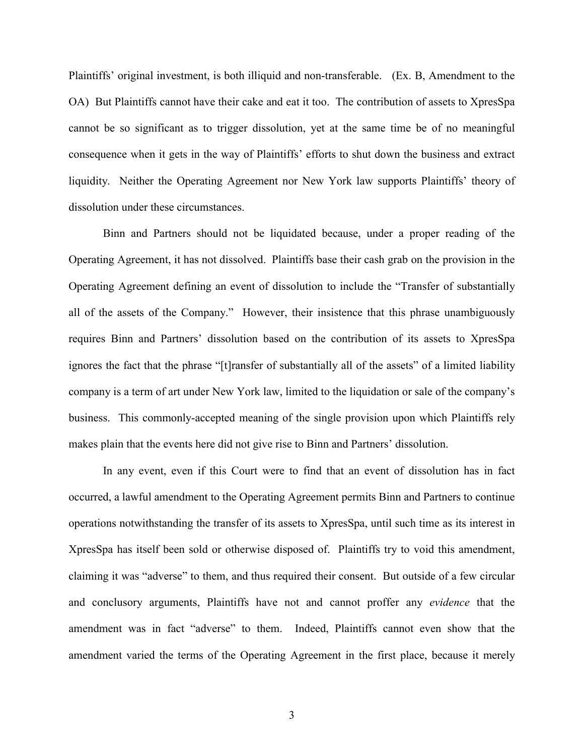Plaintiffs' original investment, is both illiquid and non-transferable. (Ex. B, Amendment to the OA) But Plaintiffs cannot have their cake and eat it too. The contribution of assets to XpresSpa cannot be so significant as to trigger dissolution, yet at the same time be of no meaningful consequence when it gets in the way of Plaintiffs' efforts to shut down the business and extract liquidity. Neither the Operating Agreement nor New York law supports Plaintiffs' theory of dissolution under these circumstances.

Binn and Partners should not be liquidated because, under a proper reading of the Operating Agreement, it has not dissolved. Plaintiffs base their cash grab on the provision in the Operating Agreement defining an event of dissolution to include the "Transfer of substantially all of the assets of the Company." However, their insistence that this phrase unambiguously requires Binn and Partners' dissolution based on the contribution of its assets to XpresSpa ignores the fact that the phrase "[t]ransfer of substantially all of the assets" of a limited liability company is a term of art under New York law, limited to the liquidation or sale of the company's business. This commonly-accepted meaning of the single provision upon which Plaintiffs rely makes plain that the events here did not give rise to Binn and Partners' dissolution.

In any event, even if this Court were to find that an event of dissolution has in fact occurred, a lawful amendment to the Operating Agreement permits Binn and Partners to continue operations notwithstanding the transfer of its assets to XpresSpa, until such time as its interest in XpresSpa has itself been sold or otherwise disposed of. Plaintiffs try to void this amendment, claiming it was "adverse" to them, and thus required their consent. But outside of a few circular and conclusory arguments, Plaintiffs have not and cannot proffer any *evidence* that the amendment was in fact "adverse" to them. Indeed, Plaintiffs cannot even show that the amendment varied the terms of the Operating Agreement in the first place, because it merely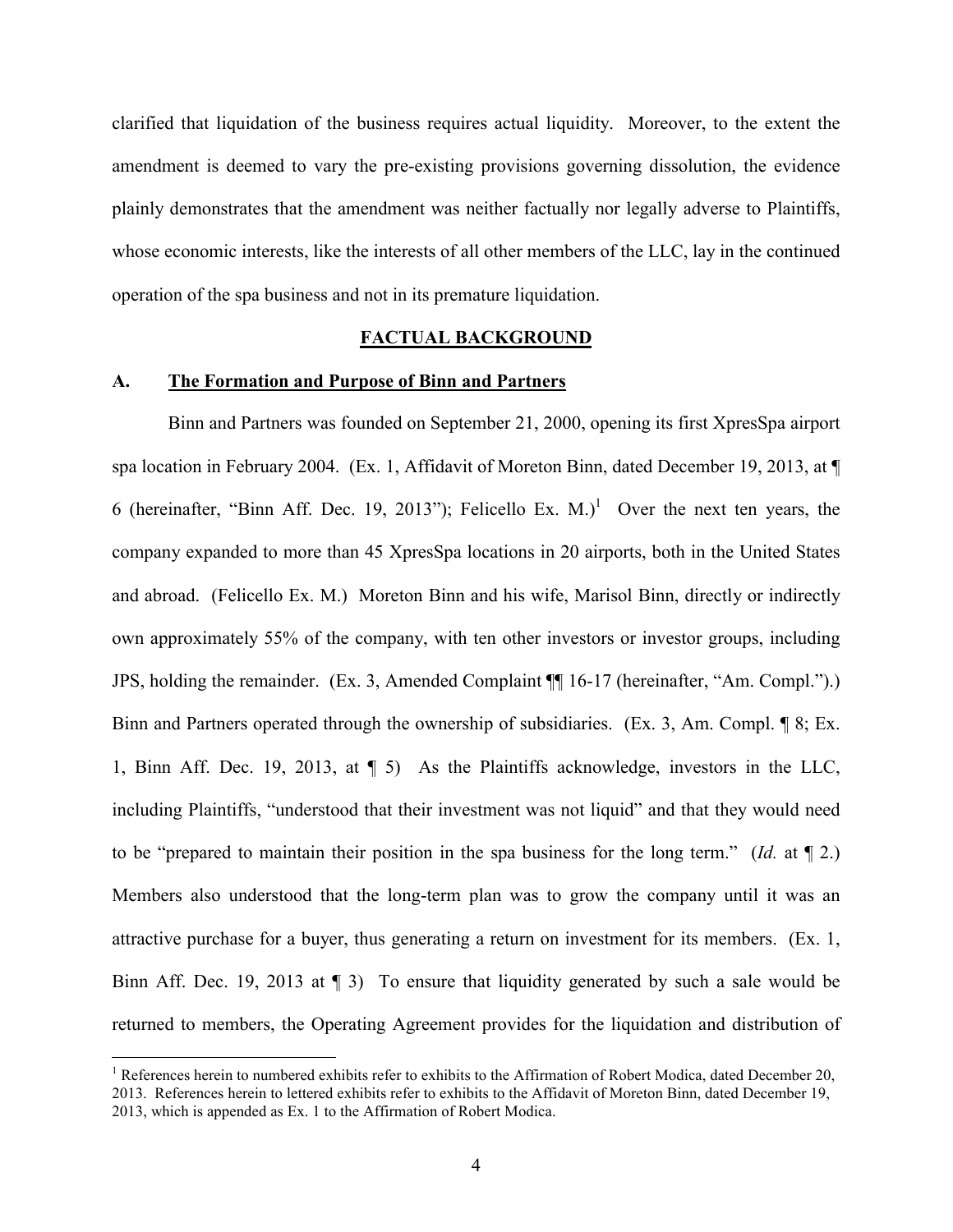clarified that liquidation of the business requires actual liquidity. Moreover, to the extent the amendment is deemed to vary the pre-existing provisions governing dissolution, the evidence plainly demonstrates that the amendment was neither factually nor legally adverse to Plaintiffs, whose economic interests, like the interests of all other members of the LLC, lay in the continued operation of the spa business and not in its premature liquidation.

## FACTUAL BACKGROUND

### A. The Formation and Purpose of Binn and Partners

Binn and Partners was founded on September 21, 2000, opening its first XpresSpa airport spa location in February 2004. (Ex. 1, Affidavit of Moreton Binn, dated December 19, 2013, at ¶ 6 (hereinafter, "Binn Aff. Dec. 19, 2013"); Felicello Ex. M.)[1] Over the next ten years, the company expanded to more than 45 XpresSpa locations in 20 airports, both in the United States and abroad. (Felicello Ex. M.) Moreton Binn and his wife, Marisol Binn, directly or indirectly own approximately 55% of the company, with ten other investors or investor groups, including JPS, holding the remainder. (Ex. 3, Amended Complaint ¶¶ 16-17 (hereinafter, "Am. Compl.").) Binn and Partners operated through the ownership of subsidiaries. (Ex. 3, Am. Compl. ¶ 8; Ex. 1, Binn Aff. Dec. 19, 2013, at ¶ 5) As the Plaintiffs acknowledge, investors in the LLC, including Plaintiffs, "understood that their investment was not liquid" and that they would need to be "prepared to maintain their position in the spa business for the long term." (*Id.* at ¶ 2.) Members also understood that the long-term plan was to grow the company until it was an attractive purchase for a buyer, thus generating a return on investment for its members. (Ex. 1, Binn Aff. Dec. 19, 2013 at ¶ 3) To ensure that liquidity generated by such a sale would be returned to members, the Operating Agreement provides for the liquidation and distribution of

[1] References herein to numbered exhibits refer to exhibits to the Affirmation of Robert Modica, dated December 20, 2013. References herein to lettered exhibits refer to exhibits to the Affidavit of Moreton Binn, dated December 19, 2013, which is appended as Ex. 1 to the Affirmation of Robert Modica.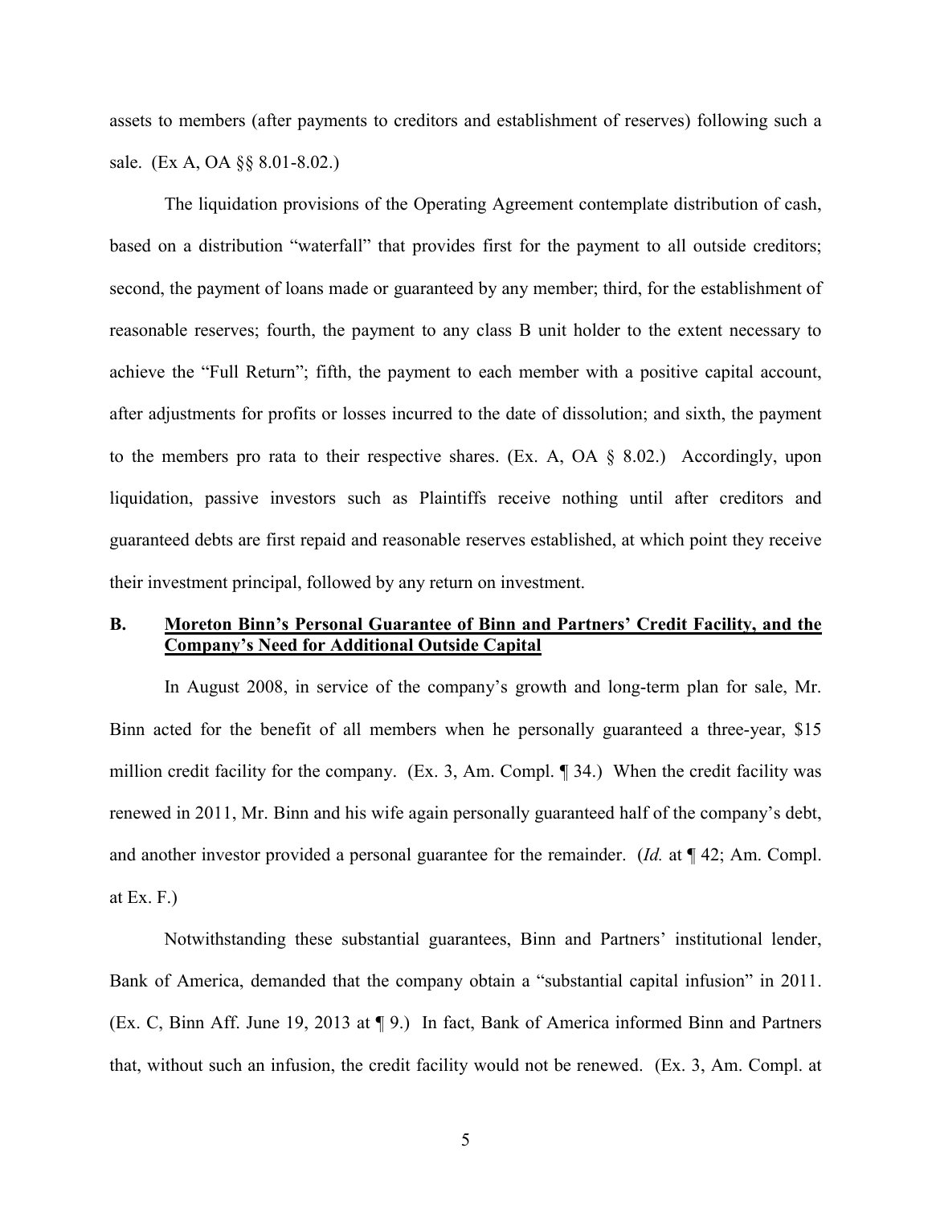assets to members (after payments to creditors and establishment of reserves) following such a sale. (Ex A, OA §§ 8.01-8.02.)

The liquidation provisions of the Operating Agreement contemplate distribution of cash, based on a distribution "waterfall" that provides first for the payment to all outside creditors; second, the payment of loans made or guaranteed by any member; third, for the establishment of reasonable reserves; fourth, the payment to any class B unit holder to the extent necessary to achieve the "Full Return"; fifth, the payment to each member with a positive capital account, after adjustments for profits or losses incurred to the date of dissolution; and sixth, the payment to the members pro rata to their respective shares. (Ex. A, OA § 8.02.) Accordingly, upon liquidation, passive investors such as Plaintiffs receive nothing until after creditors and guaranteed debts are first repaid and reasonable reserves established, at which point they receive their investment principal, followed by any return on investment.

## B. <u>Moreton Binn's Personal Guarantee of Binn and Partners' Credit Facility, and the Company's Need for Additional Outside Capital</u>

In August 2008, in service of the company's growth and long-term plan for sale, Mr. Binn acted for the benefit of all members when he personally guaranteed a three-year, $15 million credit facility for the company. (Ex. 3, Am. Compl. ¶ 34.) When the credit facility was renewed in 2011, Mr. Binn and his wife again personally guaranteed half of the company's debt, and another investor provided a personal guarantee for the remainder. (*Id.* at ¶ 42; Am. Compl. at Ex. F.)

Notwithstanding these substantial guarantees, Binn and Partners' institutional lender, Bank of America, demanded that the company obtain a "substantial capital infusion" in 2011. (Ex. C, Binn Aff. June 19, 2013 at ¶ 9.) In fact, Bank of America informed Binn and Partners that, without such an infusion, the credit facility would not be renewed. (Ex. 3, Am. Compl. at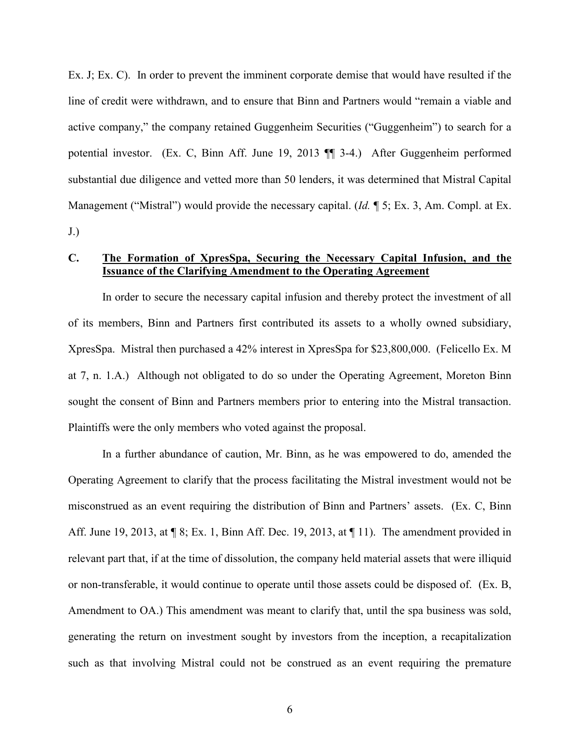Ex. J; Ex. C). In order to prevent the imminent corporate demise that would have resulted if the line of credit were withdrawn, and to ensure that Binn and Partners would "remain a viable and active company," the company retained Guggenheim Securities ("Guggenheim") to search for a potential investor. (Ex. C, Binn Aff. June 19, 2013 ¶¶ 3-4.) After Guggenheim performed substantial due diligence and vetted more than 50 lenders, it was determined that Mistral Capital Management ("Mistral") would provide the necessary capital. (*Id.* ¶ 5; Ex. 3, Am. Compl. at Ex. J.)

### C. <u>The Formation of XpresSpa, Securing the Necessary Capital Infusion, and the Issuance of the Clarifying Amendment to the Operating Agreement</u>

In order to secure the necessary capital infusion and thereby protect the investment of all of its members, Binn and Partners first contributed its assets to a wholly owned subsidiary, XpresSpa. Mistral then purchased a 42% interest in XpresSpa for $23,800,000. (Felicello Ex. M at 7, n. 1.A.) Although not obligated to do so under the Operating Agreement, Moreton Binn sought the consent of Binn and Partners members prior to entering into the Mistral transaction. Plaintiffs were the only members who voted against the proposal.

In a further abundance of caution, Mr. Binn, as he was empowered to do, amended the Operating Agreement to clarify that the process facilitating the Mistral investment would not be misconstrued as an event requiring the distribution of Binn and Partners' assets. (Ex. C, Binn Aff. June 19, 2013, at ¶ 8; Ex. 1, Binn Aff. Dec. 19, 2013, at ¶ 11). The amendment provided in relevant part that, if at the time of dissolution, the company held material assets that were illiquid or non-transferable, it would continue to operate until those assets could be disposed of. (Ex. B, Amendment to OA.) This amendment was meant to clarify that, until the spa business was sold, generating the return on investment sought by investors from the inception, a recapitalization such as that involving Mistral could not be construed as an event requiring the premature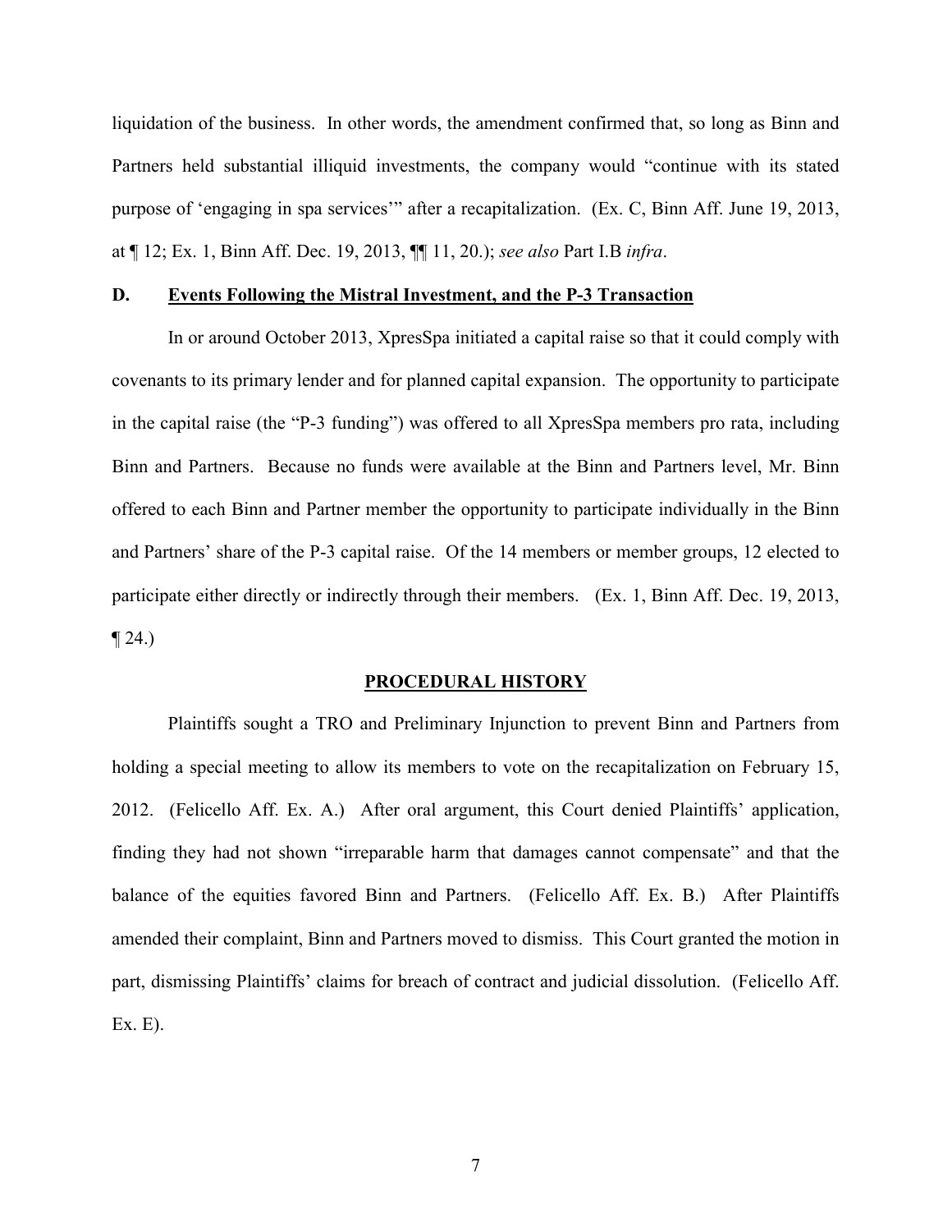liquidation of the business. In other words, the amendment confirmed that, so long as Binn and Partners held substantial illiquid investments, the company would "continue with its stated purpose of 'engaging in spa services'" after a recapitalization. (Ex. C, Binn Aff. June 19, 2013, at ¶ 12; Ex. 1, Binn Aff. Dec. 19, 2013, ¶¶ 11, 20.); *see also* Part I.B *infra*.

### D. Events Following the Mistral Investment, and the P-3 Transaction

In or around October 2013, XpresSpa initiated a capital raise so that it could comply with covenants to its primary lender and for planned capital expansion. The opportunity to participate in the capital raise (the "P-3 funding") was offered to all XpresSpa members pro rata, including Binn and Partners. Because no funds were available at the Binn and Partners level, Mr. Binn offered to each Binn and Partner member the opportunity to participate individually in the Binn and Partners' share of the P-3 capital raise. Of the 14 members or member groups, 12 elected to participate either directly or indirectly through their members. (Ex. 1, Binn Aff. Dec. 19, 2013, ¶ 24.)

## PROCEDURAL HISTORY

Plaintiffs sought a TRO and Preliminary Injunction to prevent Binn and Partners from holding a special meeting to allow its members to vote on the recapitalization on February 15, 2012. (Felicello Aff. Ex. A.) After oral argument, this Court denied Plaintiffs' application, finding they had not shown "irreparable harm that damages cannot compensate" and that the balance of the equities favored Binn and Partners. (Felicello Aff. Ex. B.) After Plaintiffs amended their complaint, Binn and Partners moved to dismiss. This Court granted the motion in part, dismissing Plaintiffs' claims for breach of contract and judicial dissolution. (Felicello Aff. Ex. E).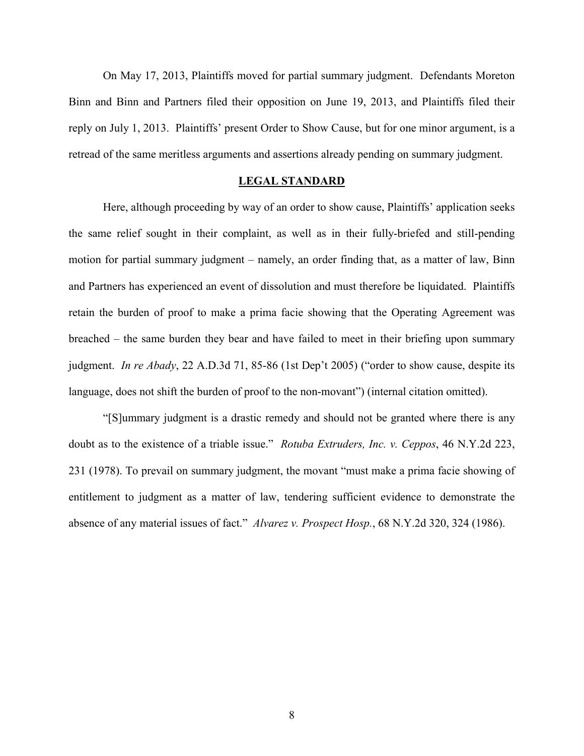On May 17, 2013, Plaintiffs moved for partial summary judgment. Defendants Moreton Binn and Binn and Partners filed their opposition on June 19, 2013, and Plaintiffs filed their reply on July 1, 2013. Plaintiffs' present Order to Show Cause, but for one minor argument, is a retread of the same meritless arguments and assertions already pending on summary judgment.

## **LEGAL STANDARD**

Here, although proceeding by way of an order to show cause, Plaintiffs' application seeks the same relief sought in their complaint, as well as in their fully-briefed and still-pending motion for partial summary judgment – namely, an order finding that, as a matter of law, Binn and Partners has experienced an event of dissolution and must therefore be liquidated. Plaintiffs retain the burden of proof to make a prima facie showing that the Operating Agreement was breached – the same burden they bear and have failed to meet in their briefing upon summary judgment. *In re Abady*, 22 A.D.3d 71, 85-86 (1st Dep't 2005) ("order to show cause, despite its language, does not shift the burden of proof to the non-movant") (internal citation omitted).

"[S]ummary judgment is a drastic remedy and should not be granted where there is any doubt as to the existence of a triable issue." *Rotuba Extruders, Inc. v. Ceppos*, 46 N.Y.2d 223, 231 (1978). To prevail on summary judgment, the movant "must make a prima facie showing of entitlement to judgment as a matter of law, tendering sufficient evidence to demonstrate the absence of any material issues of fact." *Alvarez v. Prospect Hosp.*, 68 N.Y.2d 320, 324 (1986).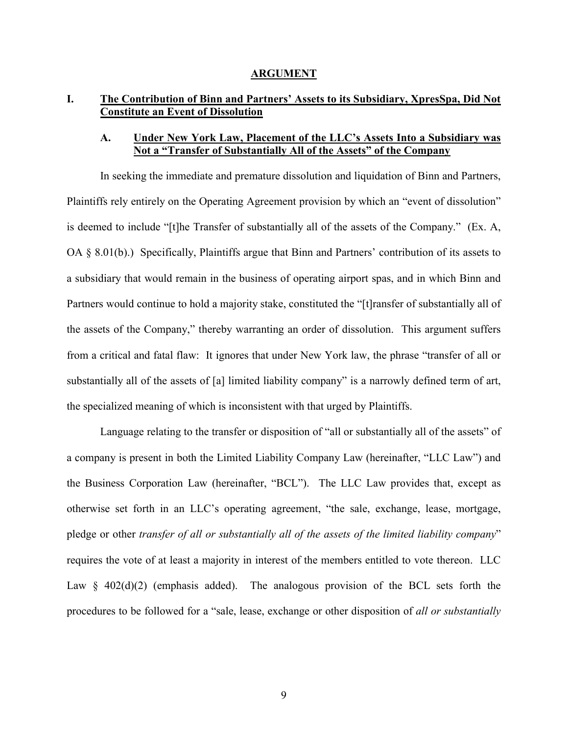## ARGUMENT

### I. The Contribution of Binn and Partners' Assets to its Subsidiary, XpresSpa, Did Not Constitute an Event of Dissolution

#### A. Under New York Law, Placement of the LLC's Assets Into a Subsidiary was Not a "Transfer of Substantially All of the Assets" of the Company

In seeking the immediate and premature dissolution and liquidation of Binn and Partners, Plaintiffs rely entirely on the Operating Agreement provision by which an "event of dissolution" is deemed to include "[t]he Transfer of substantially all of the assets of the Company." (Ex. A, OA § 8.01(b).) Specifically, Plaintiffs argue that Binn and Partners' contribution of its assets to a subsidiary that would remain in the business of operating airport spas, and in which Binn and Partners would continue to hold a majority stake, constituted the "[t]ransfer of substantially all of the assets of the Company," thereby warranting an order of dissolution. This argument suffers from a critical and fatal flaw: It ignores that under New York law, the phrase "transfer of all or substantially all of the assets of [a] limited liability company" is a narrowly defined term of art, the specialized meaning of which is inconsistent with that urged by Plaintiffs.

Language relating to the transfer or disposition of "all or substantially all of the assets" of a company is present in both the Limited Liability Company Law (hereinafter, "LLC Law") and the Business Corporation Law (hereinafter, "BCL"). The LLC Law provides that, except as otherwise set forth in an LLC's operating agreement, "the sale, exchange, lease, mortgage, pledge or other *transfer of all or substantially all of the assets of the limited liability company*" requires the vote of at least a majority in interest of the members entitled to vote thereon. LLC Law § 402(d)(2) (emphasis added). The analogous provision of the BCL sets forth the procedures to be followed for a "sale, lease, exchange or other disposition of *all or substantially*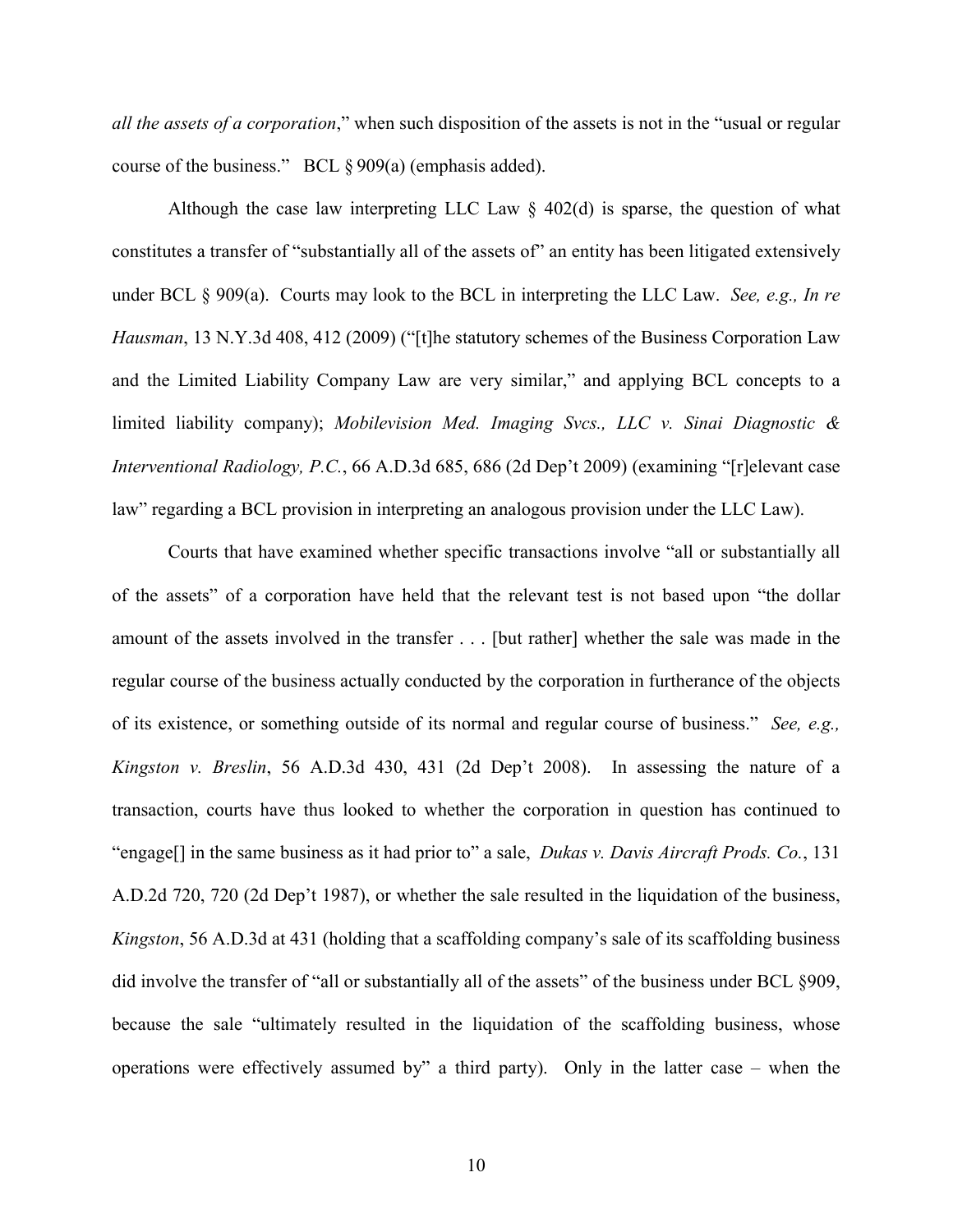*all the assets of a corporation*," when such disposition of the assets is not in the "usual or regular course of the business." BCL § 909(a) (emphasis added).

Although the case law interpreting LLC Law § 402(d) is sparse, the question of what constitutes a transfer of "substantially all of the assets of" an entity has been litigated extensively under BCL § 909(a). Courts may look to the BCL in interpreting the LLC Law. *See, e.g., In re Hausman*, 13 N.Y.3d 408, 412 (2009) ("[t]he statutory schemes of the Business Corporation Law and the Limited Liability Company Law are very similar," and applying BCL concepts to a limited liability company); *Mobilevision Med. Imaging Svcs., LLC v. Sinai Diagnostic & Interventional Radiology, P.C.*, 66 A.D.3d 685, 686 (2d Dep't 2009) (examining "[r]elevant case law" regarding a BCL provision in interpreting an analogous provision under the LLC Law).

Courts that have examined whether specific transactions involve "all or substantially all of the assets" of a corporation have held that the relevant test is not based upon "the dollar amount of the assets involved in the transfer . . . [but rather] whether the sale was made in the regular course of the business actually conducted by the corporation in furtherance of the objects of its existence, or something outside of its normal and regular course of business." *See, e.g., Kingston v. Breslin*, 56 A.D.3d 430, 431 (2d Dep't 2008). In assessing the nature of a transaction, courts have thus looked to whether the corporation in question has continued to "engage[] in the same business as it had prior to" a sale, *Dukas v. Davis Aircraft Prods. Co.*, 131 A.D.2d 720, 720 (2d Dep't 1987), or whether the sale resulted in the liquidation of the business, *Kingston*, 56 A.D.3d at 431 (holding that a scaffolding company's sale of its scaffolding business did involve the transfer of "all or substantially all of the assets" of the business under BCL §909, because the sale "ultimately resulted in the liquidation of the scaffolding business, whose operations were effectively assumed by" a third party). Only in the latter case – when the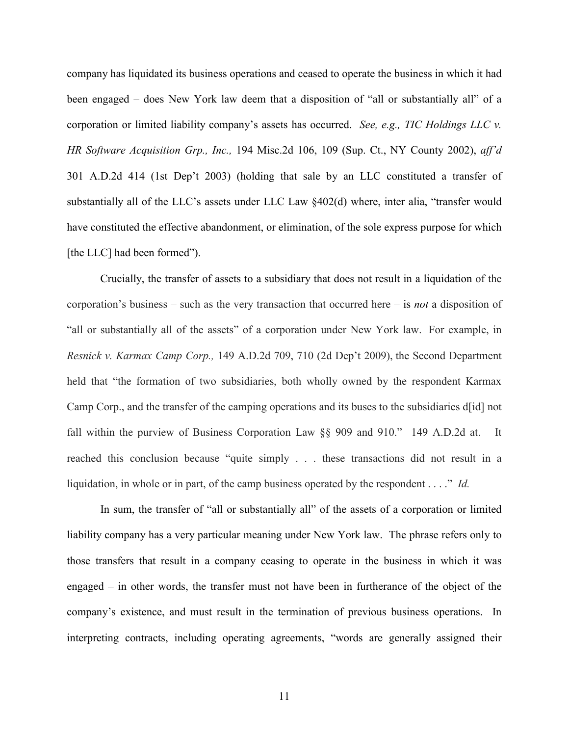company has liquidated its business operations and ceased to operate the business in which it had been engaged – does New York law deem that a disposition of "all or substantially all" of a corporation or limited liability company's assets has occurred. *See, e.g., TIC Holdings LLC v. HR Software Acquisition Grp., Inc.,* 194 Misc.2d 106, 109 (Sup. Ct., NY County 2002), *aff'd* 301 A.D.2d 414 (1st Dep't 2003) (holding that sale by an LLC constituted a transfer of substantially all of the LLC's assets under LLC Law §402(d) where, inter alia, "transfer would have constituted the effective abandonment, or elimination, of the sole express purpose for which [the LLC] had been formed").

Crucially, the transfer of assets to a subsidiary that does not result in a liquidation of the corporation's business – such as the very transaction that occurred here – is *not* a disposition of "all or substantially all of the assets" of a corporation under New York law. For example, in *Resnick v. Karmax Camp Corp.,* 149 A.D.2d 709, 710 (2d Dep't 2009), the Second Department held that "the formation of two subsidiaries, both wholly owned by the respondent Karmax Camp Corp., and the transfer of the camping operations and its buses to the subsidiaries d[id] not fall within the purview of Business Corporation Law §§ 909 and 910." 149 A.D.2d at. It reached this conclusion because "quite simply . . . these transactions did not result in a liquidation, in whole or in part, of the camp business operated by the respondent . . . ." *Id.*

In sum, the transfer of "all or substantially all" of the assets of a corporation or limited liability company has a very particular meaning under New York law. The phrase refers only to those transfers that result in a company ceasing to operate in the business in which it was engaged – in other words, the transfer must not have been in furtherance of the object of the company's existence, and must result in the termination of previous business operations. In interpreting contracts, including operating agreements, "words are generally assigned their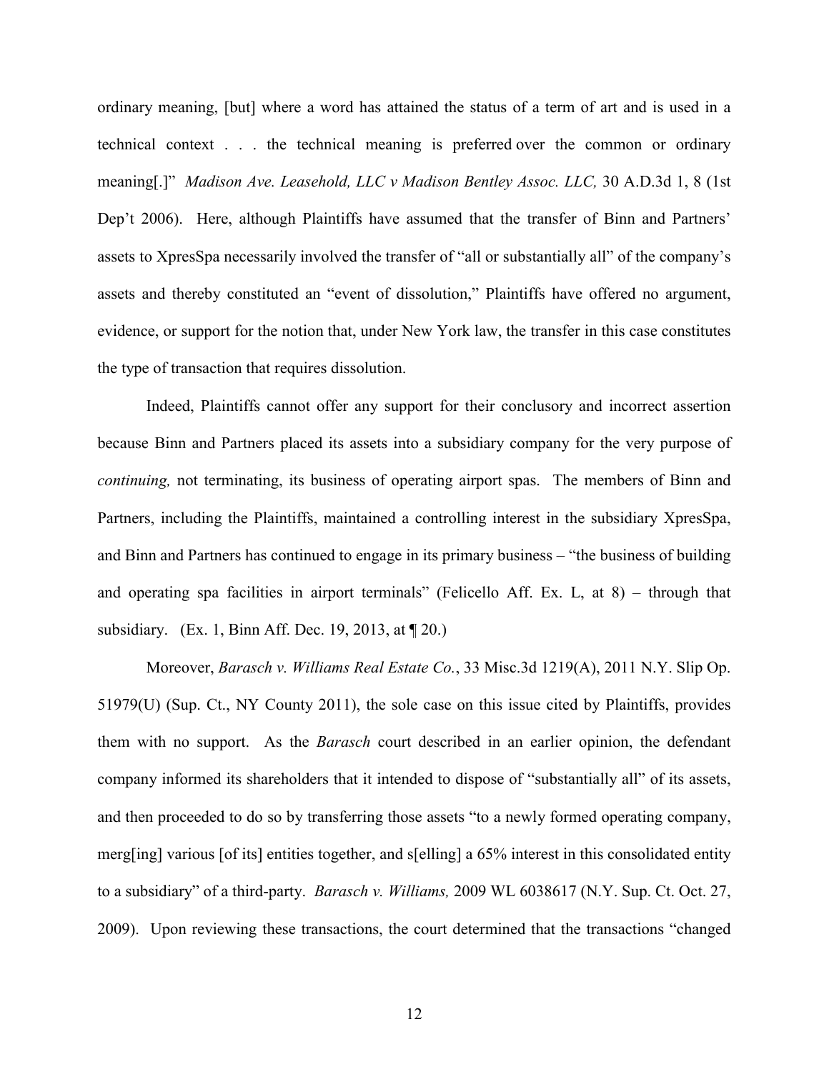ordinary meaning, [but] where a word has attained the status of a term of art and is used in a technical context . . . the technical meaning is preferred over the common or ordinary meaning[.]" *Madison Ave. Leasehold, LLC v Madison Bentley Assoc. LLC,* 30 A.D.3d 1, 8 (1st Dep't 2006). Here, although Plaintiffs have assumed that the transfer of Binn and Partners' assets to XpresSpa necessarily involved the transfer of "all or substantially all" of the company's assets and thereby constituted an "event of dissolution," Plaintiffs have offered no argument, evidence, or support for the notion that, under New York law, the transfer in this case constitutes the type of transaction that requires dissolution.

Indeed, Plaintiffs cannot offer any support for their conclusory and incorrect assertion because Binn and Partners placed its assets into a subsidiary company for the very purpose of *continuing,* not terminating, its business of operating airport spas. The members of Binn and Partners, including the Plaintiffs, maintained a controlling interest in the subsidiary XpresSpa, and Binn and Partners has continued to engage in its primary business – "the business of building and operating spa facilities in airport terminals" (Felicello Aff. Ex. L, at 8) – through that subsidiary. (Ex. 1, Binn Aff. Dec. 19, 2013, at ¶ 20.)

Moreover, *Barasch v. Williams Real Estate Co.*, 33 Misc.3d 1219(A), 2011 N.Y. Slip Op. 51979(U) (Sup. Ct., NY County 2011), the sole case on this issue cited by Plaintiffs, provides them with no support. As the *Barasch* court described in an earlier opinion, the defendant company informed its shareholders that it intended to dispose of "substantially all" of its assets, and then proceeded to do so by transferring those assets "to a newly formed operating company, merg[ing] various [of its] entities together, and s[elling] a 65% interest in this consolidated entity to a subsidiary" of a third-party. *Barasch v. Williams,* 2009 WL 6038617 (N.Y. Sup. Ct. Oct. 27, 2009). Upon reviewing these transactions, the court determined that the transactions "changed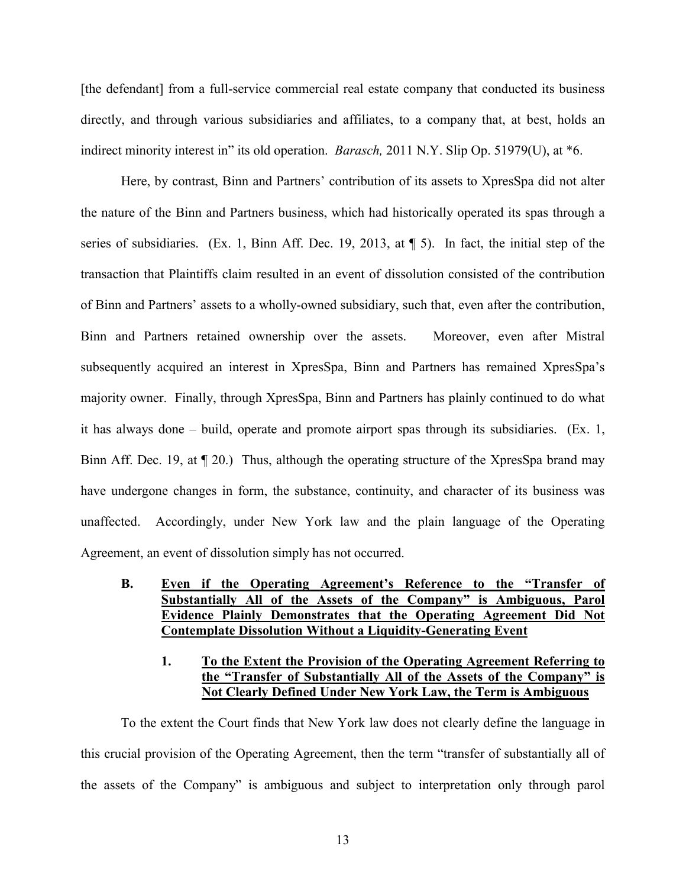[the defendant] from a full-service commercial real estate company that conducted its business directly, and through various subsidiaries and affiliates, to a company that, at best, holds an indirect minority interest in" its old operation. *Barasch,* 2011 N.Y. Slip Op. 51979(U), at *6.

Here, by contrast, Binn and Partners' contribution of its assets to XpresSpa did not alter the nature of the Binn and Partners business, which had historically operated its spas through a series of subsidiaries. (Ex. 1, Binn Aff. Dec. 19, 2013, at ¶ 5). In fact, the initial step of the transaction that Plaintiffs claim resulted in an event of dissolution consisted of the contribution of Binn and Partners' assets to a wholly-owned subsidiary, such that, even after the contribution, Binn and Partners retained ownership over the assets. Moreover, even after Mistral subsequently acquired an interest in XpresSpa, Binn and Partners has remained XpresSpa's majority owner. Finally, through XpresSpa, Binn and Partners has plainly continued to do what it has always done – build, operate and promote airport spas through its subsidiaries. (Ex. 1, Binn Aff. Dec. 19, at ¶ 20.) Thus, although the operating structure of the XpresSpa brand may have undergone changes in form, the substance, continuity, and character of its business was unaffected. Accordingly, under New York law and the plain language of the Operating Agreement, an event of dissolution simply has not occurred.

### B. Even if the Operating Agreement's Reference to the "Transfer of Substantially All of the Assets of the Company" is Ambiguous, Parol Evidence Plainly Demonstrates that the Operating Agreement Did Not Contemplate Dissolution Without a Liquidity-Generating Event

#### 1. To the Extent the Provision of the Operating Agreement Referring to the "Transfer of Substantially All of the Assets of the Company" is Not Clearly Defined Under New York Law, the Term is Ambiguous

To the extent the Court finds that New York law does not clearly define the language in this crucial provision of the Operating Agreement, then the term "transfer of substantially all of the assets of the Company" is ambiguous and subject to interpretation only through parol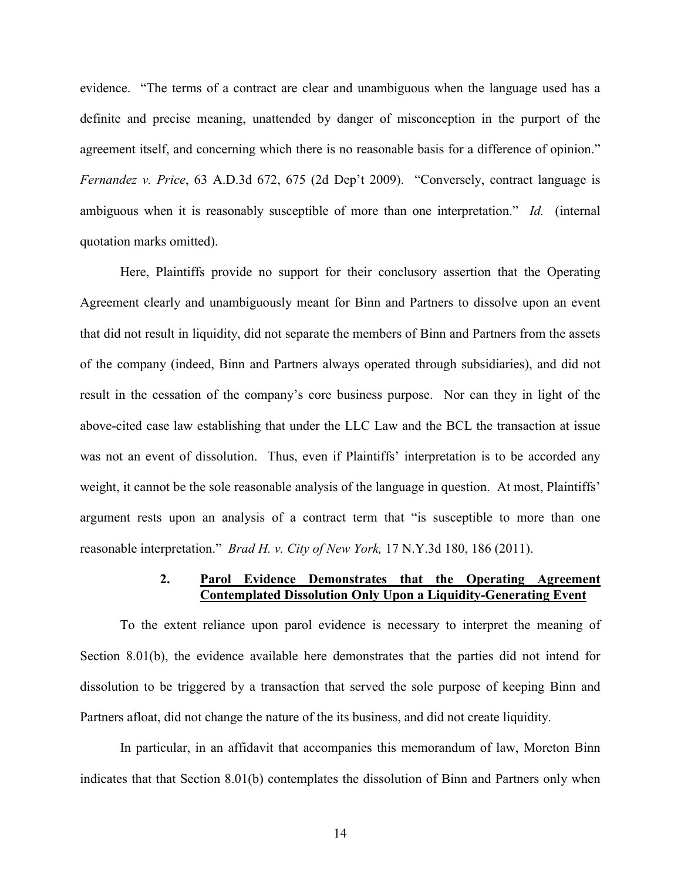evidence. "The terms of a contract are clear and unambiguous when the language used has a definite and precise meaning, unattended by danger of misconception in the purport of the agreement itself, and concerning which there is no reasonable basis for a difference of opinion." *Fernandez v. Price*, 63 A.D.3d 672, 675 (2d Dep't 2009). "Conversely, contract language is ambiguous when it is reasonably susceptible of more than one interpretation." *Id.* (internal quotation marks omitted).

Here, Plaintiffs provide no support for their conclusory assertion that the Operating Agreement clearly and unambiguously meant for Binn and Partners to dissolve upon an event that did not result in liquidity, did not separate the members of Binn and Partners from the assets of the company (indeed, Binn and Partners always operated through subsidiaries), and did not result in the cessation of the company's core business purpose. Nor can they in light of the above-cited case law establishing that under the LLC Law and the BCL the transaction at issue was not an event of dissolution. Thus, even if Plaintiffs' interpretation is to be accorded any weight, it cannot be the sole reasonable analysis of the language in question. At most, Plaintiffs' argument rests upon an analysis of a contract term that "is susceptible to more than one reasonable interpretation." *Brad H. v. City of New York,* 17 N.Y.3d 180, 186 (2011).

### 2. <u>Parol Evidence Demonstrates that the Operating Agreement Contemplated Dissolution Only Upon a Liquidity-Generating Event</u>

To the extent reliance upon parol evidence is necessary to interpret the meaning of Section 8.01(b), the evidence available here demonstrates that the parties did not intend for dissolution to be triggered by a transaction that served the sole purpose of keeping Binn and Partners afloat, did not change the nature of the its business, and did not create liquidity.

In particular, in an affidavit that accompanies this memorandum of law, Moreton Binn indicates that that Section 8.01(b) contemplates the dissolution of Binn and Partners only when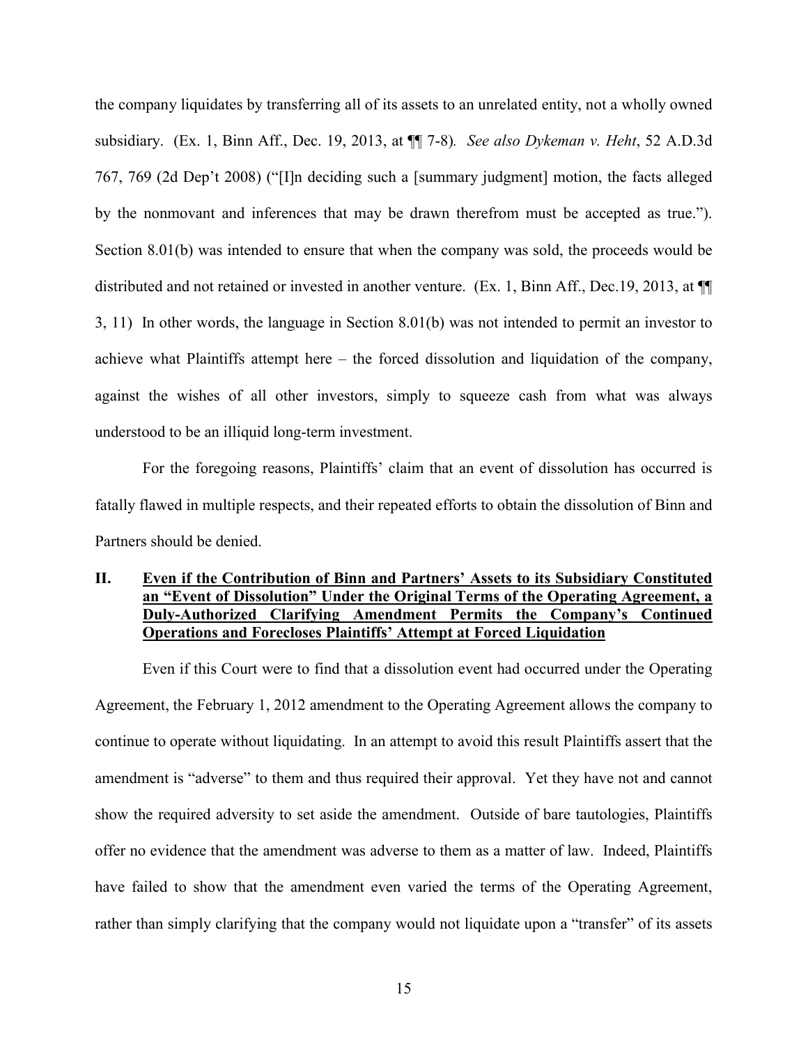the company liquidates by transferring all of its assets to an unrelated entity, not a wholly owned subsidiary. (Ex. 1, Binn Aff., Dec. 19, 2013, at ¶¶ 7-8). *See also Dykeman v. Heht*, 52 A.D.3d 767, 769 (2d Dep't 2008) ("[I]n deciding such a [summary judgment] motion, the facts alleged by the nonmovant and inferences that may be drawn therefrom must be accepted as true."). Section 8.01(b) was intended to ensure that when the company was sold, the proceeds would be distributed and not retained or invested in another venture. (Ex. 1, Binn Aff., Dec.19, 2013, at ¶¶ 3, 11) In other words, the language in Section 8.01(b) was not intended to permit an investor to achieve what Plaintiffs attempt here – the forced dissolution and liquidation of the company, against the wishes of all other investors, simply to squeeze cash from what was always understood to be an illiquid long-term investment.

For the foregoing reasons, Plaintiffs' claim that an event of dissolution has occurred is fatally flawed in multiple respects, and their repeated efforts to obtain the dissolution of Binn and Partners should be denied.

## II. Even if the Contribution of Binn and Partners' Assets to its Subsidiary Constituted an "Event of Dissolution" Under the Original Terms of the Operating Agreement, a Duly-Authorized Clarifying Amendment Permits the Company's Continued Operations and Forecloses Plaintiffs' Attempt at Forced Liquidation

Even if this Court were to find that a dissolution event had occurred under the Operating Agreement, the February 1, 2012 amendment to the Operating Agreement allows the company to continue to operate without liquidating. In an attempt to avoid this result Plaintiffs assert that the amendment is "adverse" to them and thus required their approval. Yet they have not and cannot show the required adversity to set aside the amendment. Outside of bare tautologies, Plaintiffs offer no evidence that the amendment was adverse to them as a matter of law. Indeed, Plaintiffs have failed to show that the amendment even varied the terms of the Operating Agreement, rather than simply clarifying that the company would not liquidate upon a "transfer" of its assets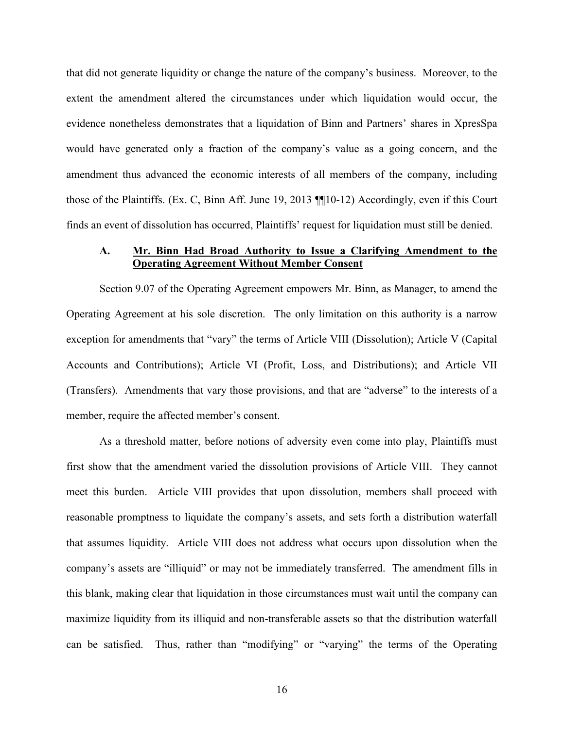that did not generate liquidity or change the nature of the company's business. Moreover, to the extent the amendment altered the circumstances under which liquidation would occur, the evidence nonetheless demonstrates that a liquidation of Binn and Partners' shares in XpresSpa would have generated only a fraction of the company's value as a going concern, and the amendment thus advanced the economic interests of all members of the company, including those of the Plaintiffs. (Ex. C, Binn Aff. June 19, 2013 ¶¶10-12) Accordingly, even if this Court finds an event of dissolution has occurred, Plaintiffs' request for liquidation must still be denied.

### A. Mr. Binn Had Broad Authority to Issue a Clarifying Amendment to the Operating Agreement Without Member Consent

Section 9.07 of the Operating Agreement empowers Mr. Binn, as Manager, to amend the Operating Agreement at his sole discretion. The only limitation on this authority is a narrow exception for amendments that "vary" the terms of Article VIII (Dissolution); Article V (Capital Accounts and Contributions); Article VI (Profit, Loss, and Distributions); and Article VII (Transfers). Amendments that vary those provisions, and that are "adverse" to the interests of a member, require the affected member's consent.

As a threshold matter, before notions of adversity even come into play, Plaintiffs must first show that the amendment varied the dissolution provisions of Article VIII. They cannot meet this burden. Article VIII provides that upon dissolution, members shall proceed with reasonable promptness to liquidate the company's assets, and sets forth a distribution waterfall that assumes liquidity. Article VIII does not address what occurs upon dissolution when the company's assets are "illiquid" or may not be immediately transferred. The amendment fills in this blank, making clear that liquidation in those circumstances must wait until the company can maximize liquidity from its illiquid and non-transferable assets so that the distribution waterfall can be satisfied. Thus, rather than "modifying" or "varying" the terms of the Operating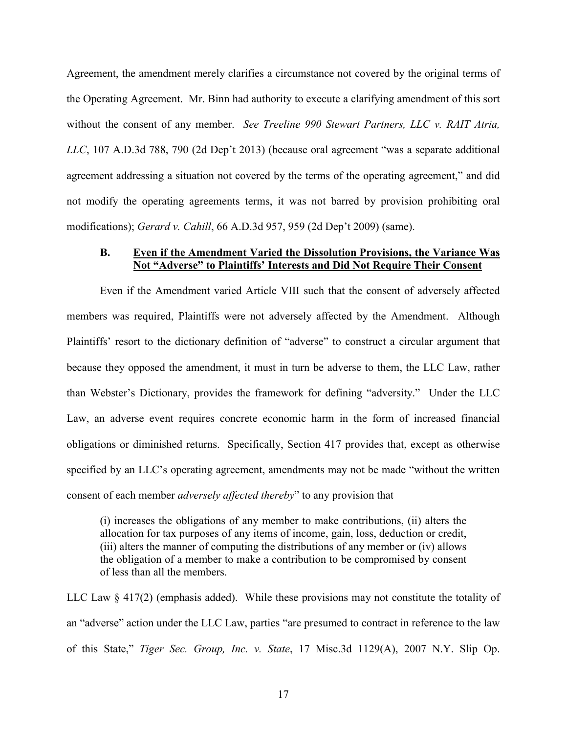Agreement, the amendment merely clarifies a circumstance not covered by the original terms of the Operating Agreement. Mr. Binn had authority to execute a clarifying amendment of this sort without the consent of any member. *See Treeline 990 Stewart Partners, LLC v. RAIT Atria, LLC*, 107 A.D.3d 788, 790 (2d Dep't 2013) (because oral agreement "was a separate additional agreement addressing a situation not covered by the terms of the operating agreement," and did not modify the operating agreements terms, it was not barred by provision prohibiting oral modifications); *Gerard v. Cahill*, 66 A.D.3d 957, 959 (2d Dep't 2009) (same).

### B. Even if the Amendment Varied the Dissolution Provisions, the Variance Was Not "Adverse" to Plaintiffs' Interests and Did Not Require Their Consent

Even if the Amendment varied Article VIII such that the consent of adversely affected members was required, Plaintiffs were not adversely affected by the Amendment. Although Plaintiffs' resort to the dictionary definition of "adverse" to construct a circular argument that because they opposed the amendment, it must in turn be adverse to them, the LLC Law, rather than Webster's Dictionary, provides the framework for defining "adversity." Under the LLC Law, an adverse event requires concrete economic harm in the form of increased financial obligations or diminished returns. Specifically, Section 417 provides that, except as otherwise specified by an LLC's operating agreement, amendments may not be made "without the written consent of each member *adversely affected thereby*" to any provision that

> (i) increases the obligations of any member to make contributions, (ii) alters the allocation for tax purposes of any items of income, gain, loss, deduction or credit, (iii) alters the manner of computing the distributions of any member or (iv) allows the obligation of a member to make a contribution to be compromised by consent of less than all the members.

LLC Law § 417(2) (emphasis added). While these provisions may not constitute the totality of an "adverse" action under the LLC Law, parties "are presumed to contract in reference to the law of this State," *Tiger Sec. Group, Inc. v. State*, 17 Misc.3d 1129(A), 2007 N.Y. Slip Op.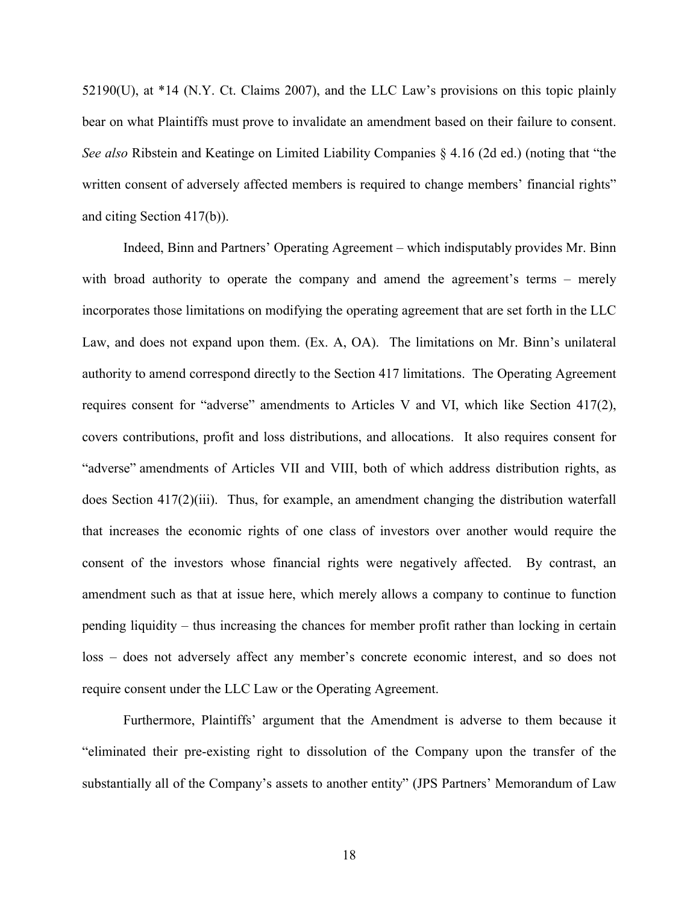52190(U), at *14 (N.Y. Ct. Claims 2007), and the LLC Law's provisions on this topic plainly bear on what Plaintiffs must prove to invalidate an amendment based on their failure to consent. *See also* Ribstein and Keatinge on Limited Liability Companies § 4.16 (2d ed.) (noting that "the written consent of adversely affected members is required to change members' financial rights" and citing Section 417(b)).

Indeed, Binn and Partners' Operating Agreement – which indisputably provides Mr. Binn with broad authority to operate the company and amend the agreement's terms – merely incorporates those limitations on modifying the operating agreement that are set forth in the LLC Law, and does not expand upon them. (Ex. A, OA). The limitations on Mr. Binn's unilateral authority to amend correspond directly to the Section 417 limitations. The Operating Agreement requires consent for "adverse" amendments to Articles V and VI, which like Section 417(2), covers contributions, profit and loss distributions, and allocations. It also requires consent for "adverse" amendments of Articles VII and VIII, both of which address distribution rights, as does Section 417(2)(iii). Thus, for example, an amendment changing the distribution waterfall that increases the economic rights of one class of investors over another would require the consent of the investors whose financial rights were negatively affected. By contrast, an amendment such as that at issue here, which merely allows a company to continue to function pending liquidity – thus increasing the chances for member profit rather than locking in certain loss – does not adversely affect any member's concrete economic interest, and so does not require consent under the LLC Law or the Operating Agreement.

Furthermore, Plaintiffs' argument that the Amendment is adverse to them because it "eliminated their pre-existing right to dissolution of the Company upon the transfer of the substantially all of the Company's assets to another entity" (JPS Partners' Memorandum of Law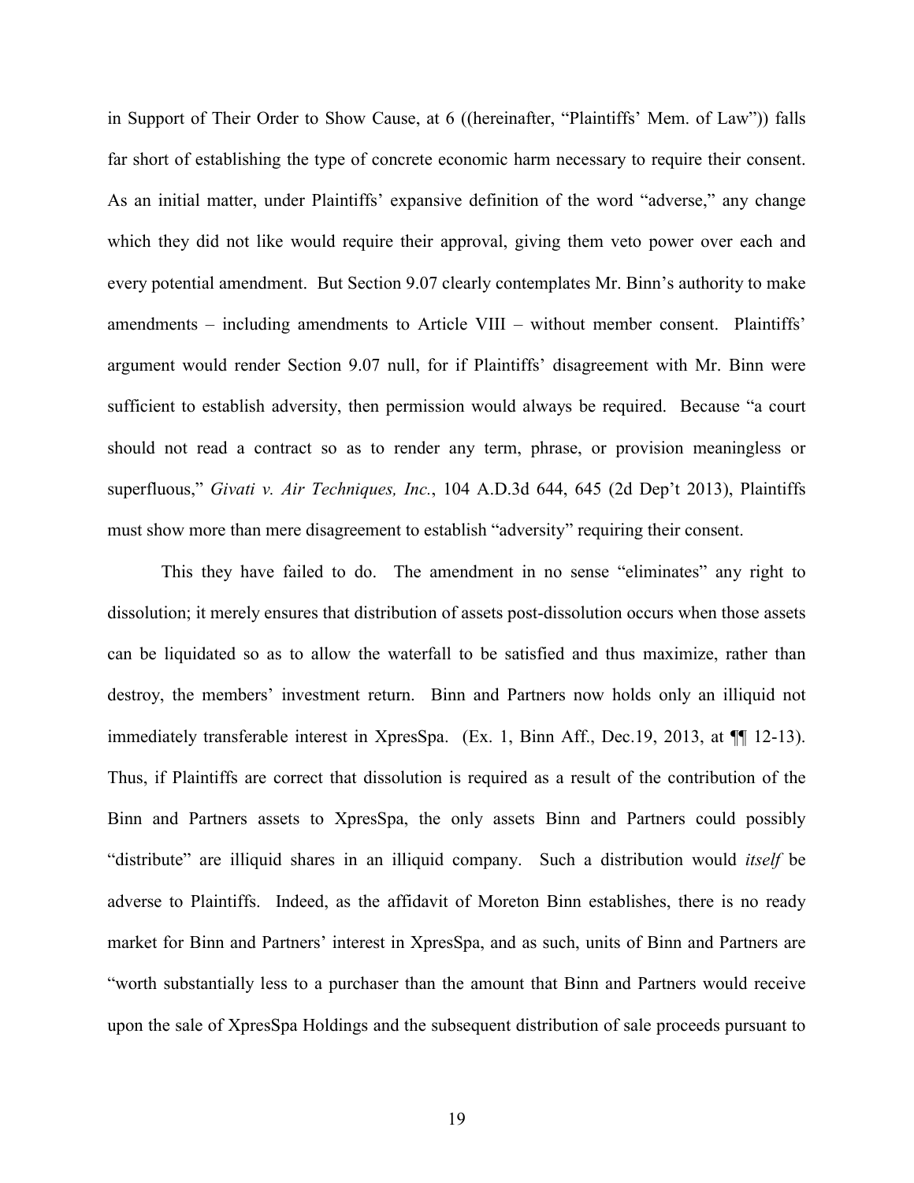in Support of Their Order to Show Cause, at 6 ((hereinafter, "Plaintiffs' Mem. of Law")) falls far short of establishing the type of concrete economic harm necessary to require their consent. As an initial matter, under Plaintiffs' expansive definition of the word "adverse," any change which they did not like would require their approval, giving them veto power over each and every potential amendment. But Section 9.07 clearly contemplates Mr. Binn's authority to make amendments – including amendments to Article VIII – without member consent. Plaintiffs' argument would render Section 9.07 null, for if Plaintiffs' disagreement with Mr. Binn were sufficient to establish adversity, then permission would always be required. Because "a court should not read a contract so as to render any term, phrase, or provision meaningless or superfluous," *Givati v. Air Techniques, Inc.*, 104 A.D.3d 644, 645 (2d Dep't 2013), Plaintiffs must show more than mere disagreement to establish "adversity" requiring their consent.

This they have failed to do. The amendment in no sense "eliminates" any right to dissolution; it merely ensures that distribution of assets post-dissolution occurs when those assets can be liquidated so as to allow the waterfall to be satisfied and thus maximize, rather than destroy, the members' investment return. Binn and Partners now holds only an illiquid not immediately transferable interest in XpresSpa. (Ex. 1, Binn Aff., Dec.19, 2013, at ¶¶ 12-13). Thus, if Plaintiffs are correct that dissolution is required as a result of the contribution of the Binn and Partners assets to XpresSpa, the only assets Binn and Partners could possibly "distribute" are illiquid shares in an illiquid company. Such a distribution would *itself* be adverse to Plaintiffs. Indeed, as the affidavit of Moreton Binn establishes, there is no ready market for Binn and Partners' interest in XpresSpa, and as such, units of Binn and Partners are "worth substantially less to a purchaser than the amount that Binn and Partners would receive upon the sale of XpresSpa Holdings and the subsequent distribution of sale proceeds pursuant to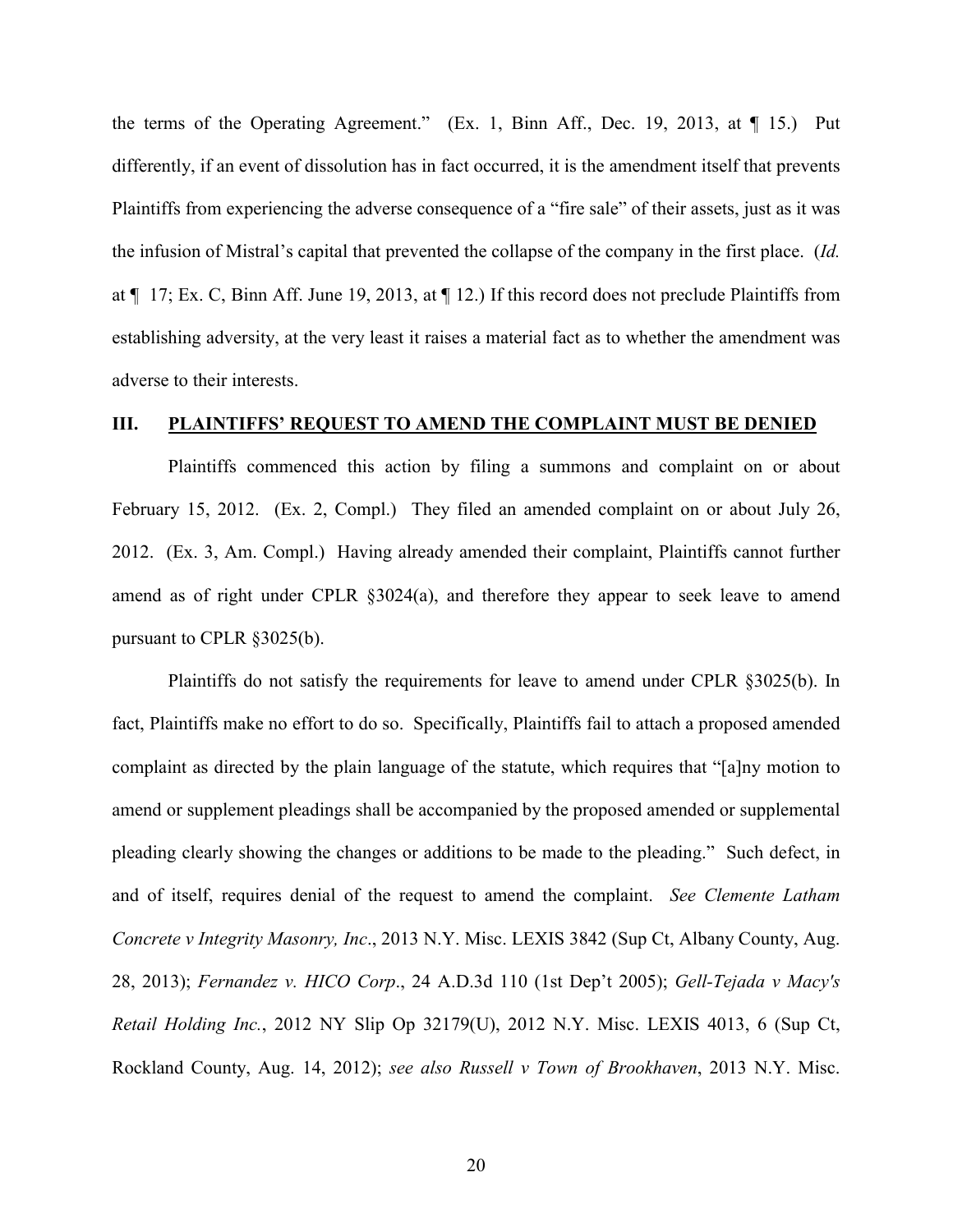the terms of the Operating Agreement." (Ex. 1, Binn Aff., Dec. 19, 2013, at ¶ 15.) Put differently, if an event of dissolution has in fact occurred, it is the amendment itself that prevents Plaintiffs from experiencing the adverse consequence of a "fire sale" of their assets, just as it was the infusion of Mistral's capital that prevented the collapse of the company in the first place. (*Id.* at ¶ 17; Ex. C, Binn Aff. June 19, 2013, at ¶ 12.) If this record does not preclude Plaintiffs from establishing adversity, at the very least it raises a material fact as to whether the amendment was adverse to their interests.

## III. PLAINTIFFS' REQUEST TO AMEND THE COMPLAINT MUST BE DENIED

Plaintiffs commenced this action by filing a summons and complaint on or about February 15, 2012. (Ex. 2, Compl.) They filed an amended complaint on or about July 26, 2012. (Ex. 3, Am. Compl.) Having already amended their complaint, Plaintiffs cannot further amend as of right under CPLR §3024(a), and therefore they appear to seek leave to amend pursuant to CPLR §3025(b).

Plaintiffs do not satisfy the requirements for leave to amend under CPLR §3025(b). In fact, Plaintiffs make no effort to do so. Specifically, Plaintiffs fail to attach a proposed amended complaint as directed by the plain language of the statute, which requires that "[a]ny motion to amend or supplement pleadings shall be accompanied by the proposed amended or supplemental pleading clearly showing the changes or additions to be made to the pleading." Such defect, in and of itself, requires denial of the request to amend the complaint. *See Clemente Latham Concrete v Integrity Masonry, Inc*., 2013 N.Y. Misc. LEXIS 3842 (Sup Ct, Albany County, Aug. 28, 2013); *Fernandez v. HICO Corp*., 24 A.D.3d 110 (1st Dep't 2005); *Gell-Tejada v Macy's Retail Holding Inc.*, 2012 NY Slip Op 32179(U), 2012 N.Y. Misc. LEXIS 4013, 6 (Sup Ct, Rockland County, Aug. 14, 2012); *see also Russell v Town of Brookhaven*, 2013 N.Y. Misc.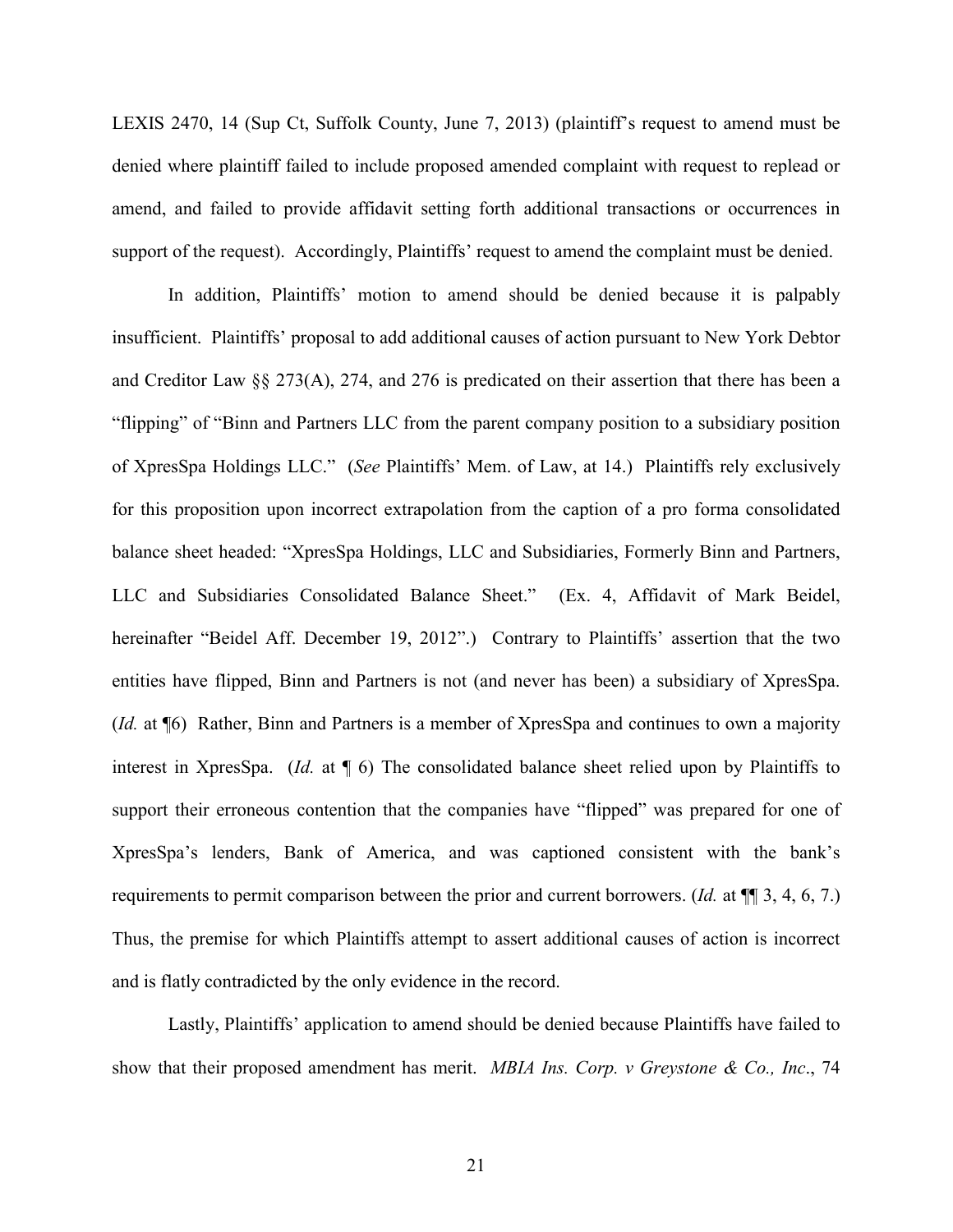LEXIS 2470, 14 (Sup Ct, Suffolk County, June 7, 2013) (plaintiff's request to amend must be denied where plaintiff failed to include proposed amended complaint with request to replead or amend, and failed to provide affidavit setting forth additional transactions or occurrences in support of the request). Accordingly, Plaintiffs' request to amend the complaint must be denied.

In addition, Plaintiffs' motion to amend should be denied because it is palpably insufficient. Plaintiffs' proposal to add additional causes of action pursuant to New York Debtor and Creditor Law §§ 273(A), 274, and 276 is predicated on their assertion that there has been a "flipping" of "Binn and Partners LLC from the parent company position to a subsidiary position of XpresSpa Holdings LLC." (*See* Plaintiffs' Mem. of Law, at 14.) Plaintiffs rely exclusively for this proposition upon incorrect extrapolation from the caption of a pro forma consolidated balance sheet headed: "XpresSpa Holdings, LLC and Subsidiaries, Formerly Binn and Partners, LLC and Subsidiaries Consolidated Balance Sheet." (Ex. 4, Affidavit of Mark Beidel, hereinafter "Beidel Aff. December 19, 2012".) Contrary to Plaintiffs' assertion that the two entities have flipped, Binn and Partners is not (and never has been) a subsidiary of XpresSpa. (*Id.* at ¶6) Rather, Binn and Partners is a member of XpresSpa and continues to own a majority interest in XpresSpa. (*Id.* at ¶ 6) The consolidated balance sheet relied upon by Plaintiffs to support their erroneous contention that the companies have "flipped" was prepared for one of XpresSpa's lenders, Bank of America, and was captioned consistent with the bank's requirements to permit comparison between the prior and current borrowers. (*Id.* at ¶¶ 3, 4, 6, 7.) Thus, the premise for which Plaintiffs attempt to assert additional causes of action is incorrect and is flatly contradicted by the only evidence in the record.

Lastly, Plaintiffs' application to amend should be denied because Plaintiffs have failed to show that their proposed amendment has merit. *MBIA Ins. Corp. v Greystone & Co., Inc*., 74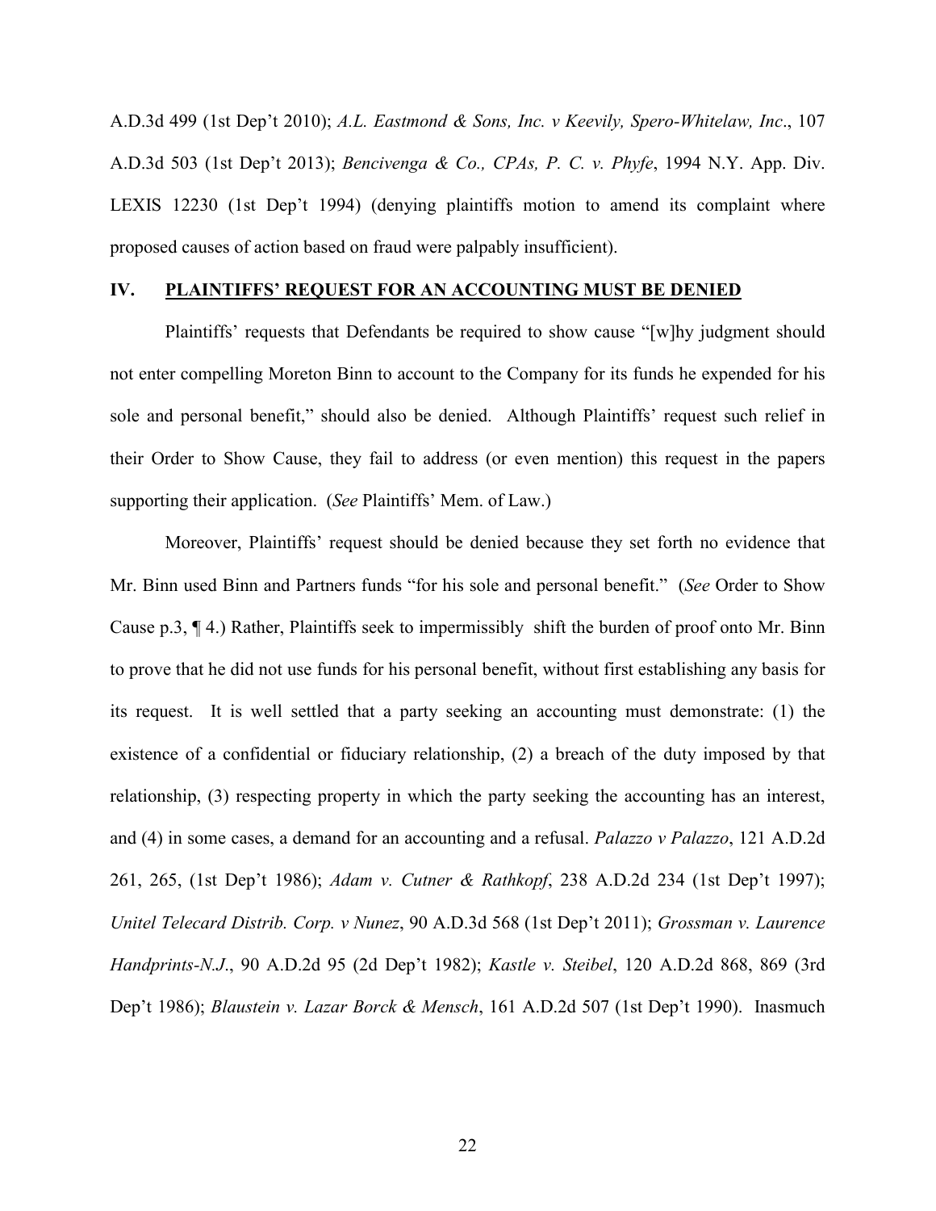A.D.3d 499 (1st Dep't 2010); *A.L. Eastmond & Sons, Inc. v Keevily, Spero-Whitelaw, Inc*., 107 A.D.3d 503 (1st Dep't 2013); *Bencivenga & Co., CPAs, P. C. v. Phyfe*, 1994 N.Y. App. Div. LEXIS 12230 (1st Dep't 1994) (denying plaintiffs motion to amend its complaint where proposed causes of action based on fraud were palpably insufficient).

## IV. PLAINTIFFS' REQUEST FOR AN ACCOUNTING MUST BE DENIED

Plaintiffs' requests that Defendants be required to show cause "[w]hy judgment should not enter compelling Moreton Binn to account to the Company for its funds he expended for his sole and personal benefit," should also be denied. Although Plaintiffs' request such relief in their Order to Show Cause, they fail to address (or even mention) this request in the papers supporting their application. (*See* Plaintiffs' Mem. of Law.)

Moreover, Plaintiffs' request should be denied because they set forth no evidence that Mr. Binn used Binn and Partners funds "for his sole and personal benefit." (*See* Order to Show Cause p.3, ¶ 4.) Rather, Plaintiffs seek to impermissibly shift the burden of proof onto Mr. Binn to prove that he did not use funds for his personal benefit, without first establishing any basis for its request. It is well settled that a party seeking an accounting must demonstrate: (1) the existence of a confidential or fiduciary relationship, (2) a breach of the duty imposed by that relationship, (3) respecting property in which the party seeking the accounting has an interest, and (4) in some cases, a demand for an accounting and a refusal. *Palazzo v Palazzo*, 121 A.D.2d 261, 265, (1st Dep't 1986); *Adam v. Cutner & Rathkopf*, 238 A.D.2d 234 (1st Dep't 1997); *Unitel Telecard Distrib. Corp. v Nunez*, 90 A.D.3d 568 (1st Dep't 2011); *Grossman v. Laurence Handprints-N.J*., 90 A.D.2d 95 (2d Dep't 1982); *Kastle v. Steibel*, 120 A.D.2d 868, 869 (3rd Dep't 1986); *Blaustein v. Lazar Borck & Mensch*, 161 A.D.2d 507 (1st Dep't 1990). Inasmuch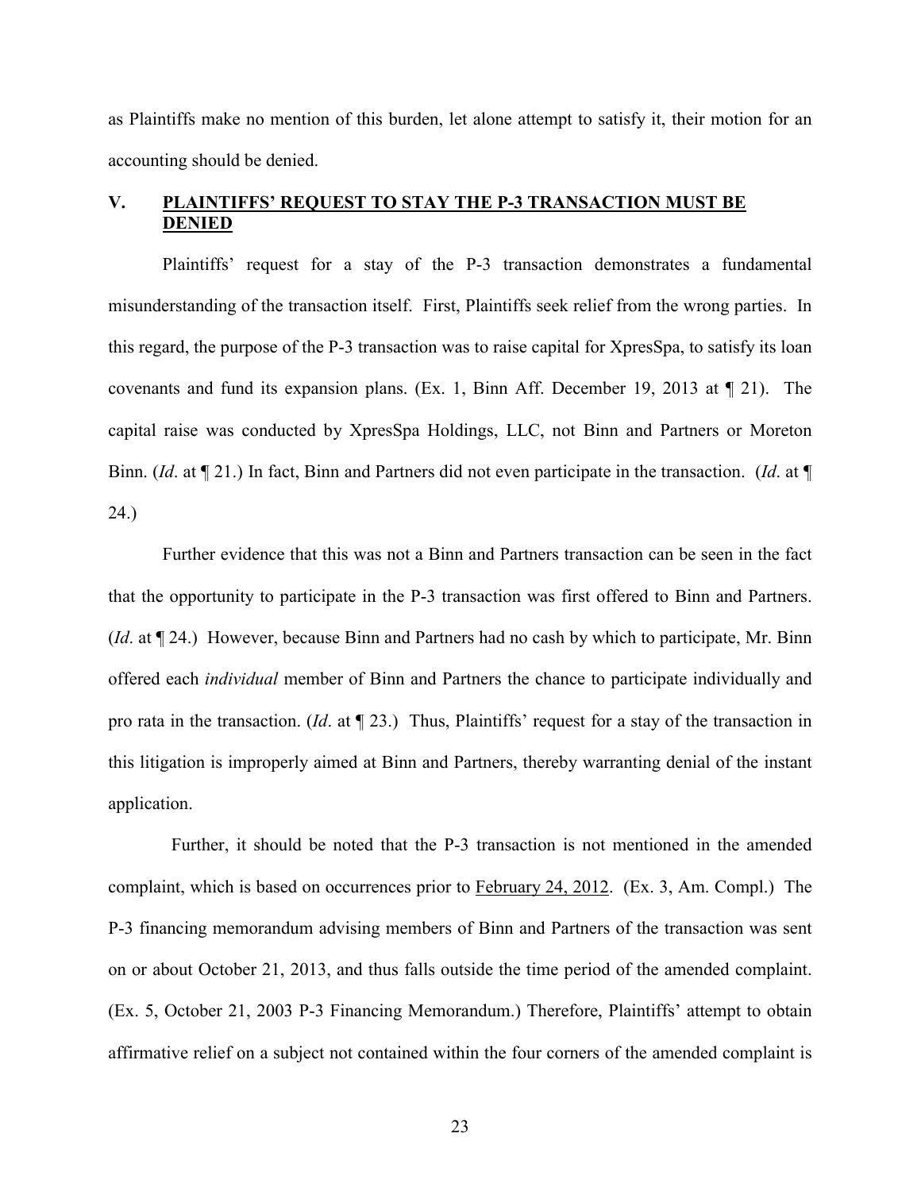as Plaintiffs make no mention of this burden, let alone attempt to satisfy it, their motion for an accounting should be denied.

## V. <u>PLAINTIFFS' REQUEST TO STAY THE P-3 TRANSACTION MUST BE DENIED</u>

Plaintiffs' request for a stay of the P-3 transaction demonstrates a fundamental misunderstanding of the transaction itself. First, Plaintiffs seek relief from the wrong parties. In this regard, the purpose of the P-3 transaction was to raise capital for XpresSpa, to satisfy its loan covenants and fund its expansion plans. (Ex. 1, Binn Aff. December 19, 2013 at ¶ 21). The capital raise was conducted by XpresSpa Holdings, LLC, not Binn and Partners or Moreton Binn. (*Id*. at ¶ 21.) In fact, Binn and Partners did not even participate in the transaction. (*Id*. at ¶ 24.)

Further evidence that this was not a Binn and Partners transaction can be seen in the fact that the opportunity to participate in the P-3 transaction was first offered to Binn and Partners. (*Id*. at ¶ 24.) However, because Binn and Partners had no cash by which to participate, Mr. Binn offered each *individual* member of Binn and Partners the chance to participate individually and pro rata in the transaction. (*Id*. at ¶ 23.) Thus, Plaintiffs' request for a stay of the transaction in this litigation is improperly aimed at Binn and Partners, thereby warranting denial of the instant application.

Further, it should be noted that the P-3 transaction is not mentioned in the amended complaint, which is based on occurrences prior to <u>February 24, 2012</u>. (Ex. 3, Am. Compl.) The P-3 financing memorandum advising members of Binn and Partners of the transaction was sent on or about October 21, 2013, and thus falls outside the time period of the amended complaint. (Ex. 5, October 21, 2003 P-3 Financing Memorandum.) Therefore, Plaintiffs' attempt to obtain affirmative relief on a subject not contained within the four corners of the amended complaint is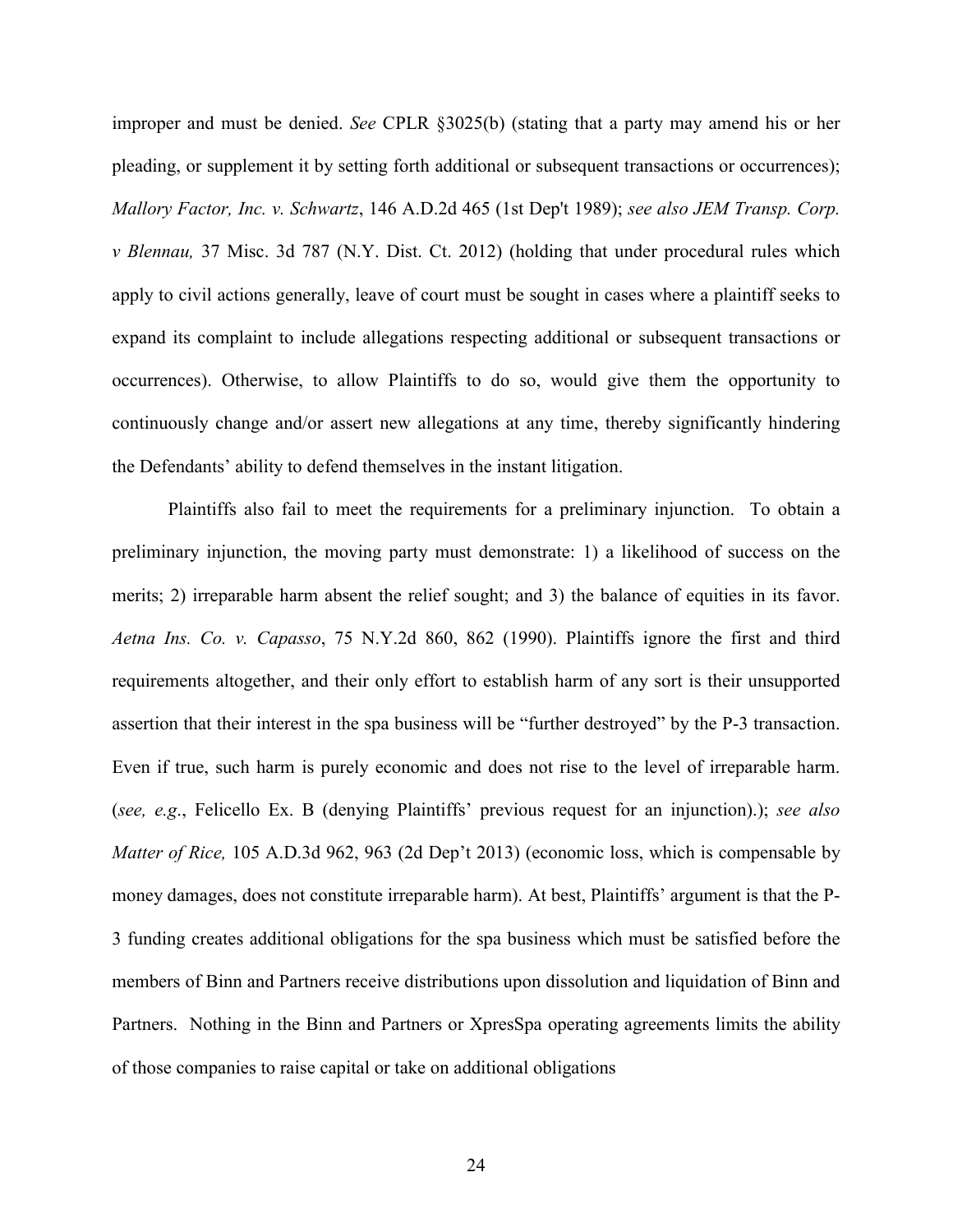improper and must be denied. *See* CPLR §3025(b) (stating that a party may amend his or her pleading, or supplement it by setting forth additional or subsequent transactions or occurrences); *Mallory Factor, Inc. v. Schwartz*, 146 A.D.2d 465 (1st Dep't 1989); *see also JEM Transp. Corp. v Blennau,* 37 Misc. 3d 787 (N.Y. Dist. Ct. 2012) (holding that under procedural rules which apply to civil actions generally, leave of court must be sought in cases where a plaintiff seeks to expand its complaint to include allegations respecting additional or subsequent transactions or occurrences). Otherwise, to allow Plaintiffs to do so, would give them the opportunity to continuously change and/or assert new allegations at any time, thereby significantly hindering the Defendants' ability to defend themselves in the instant litigation.

Plaintiffs also fail to meet the requirements for a preliminary injunction. To obtain a preliminary injunction, the moving party must demonstrate: 1) a likelihood of success on the merits; 2) irreparable harm absent the relief sought; and 3) the balance of equities in its favor. *Aetna Ins. Co. v. Capasso*, 75 N.Y.2d 860, 862 (1990). Plaintiffs ignore the first and third requirements altogether, and their only effort to establish harm of any sort is their unsupported assertion that their interest in the spa business will be "further destroyed" by the P-3 transaction. Even if true, such harm is purely economic and does not rise to the level of irreparable harm. (*see, e.g*., Felicello Ex. B (denying Plaintiffs' previous request for an injunction).); *see also Matter of Rice,* 105 A.D.3d 962, 963 (2d Dep't 2013) (economic loss, which is compensable by money damages, does not constitute irreparable harm). At best, Plaintiffs' argument is that the P-3 funding creates additional obligations for the spa business which must be satisfied before the members of Binn and Partners receive distributions upon dissolution and liquidation of Binn and Partners. Nothing in the Binn and Partners or XpresSpa operating agreements limits the ability of those companies to raise capital or take on additional obligations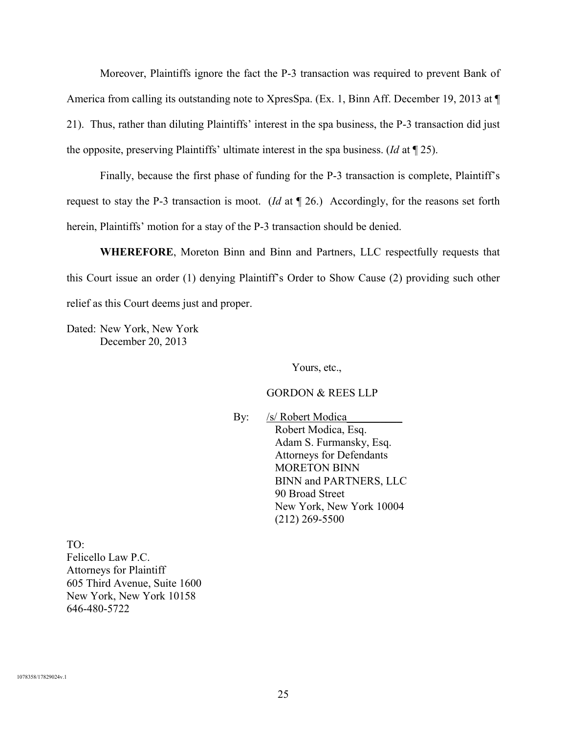Moreover, Plaintiffs ignore the fact the P-3 transaction was required to prevent Bank of America from calling its outstanding note to XpresSpa. (Ex. 1, Binn Aff. December 19, 2013 at ¶ 21). Thus, rather than diluting Plaintiffs' interest in the spa business, the P-3 transaction did just the opposite, preserving Plaintiffs' ultimate interest in the spa business. (*Id* at ¶ 25).

Finally, because the first phase of funding for the P-3 transaction is complete, Plaintiff's request to stay the P-3 transaction is moot. (*Id* at ¶ 26.) Accordingly, for the reasons set forth herein, Plaintiffs' motion for a stay of the P-3 transaction should be denied.

**WHEREFORE**, Moreton Binn and Binn and Partners, LLC respectfully requests that this Court issue an order (1) denying Plaintiff's Order to Show Cause (2) providing such other relief as this Court deems just and proper.

Dated: New York, New York
December 20, 2013

Yours, etc.,

GORDON & REES LLP

By: /s/ Robert Modica
Robert Modica, Esq.
Adam S. Furmansky, Esq.
Attorneys for Defendants
MORETON BINN
BINN and PARTNERS, LLC
90 Broad Street
New York, New York 10004
(212) 269-5500

TO:
Felicello Law P.C.
Attorneys for Plaintiff
605 Third Avenue, Suite 1600
New York, New York 10158
646-480-5722

1078358/17829024v.1